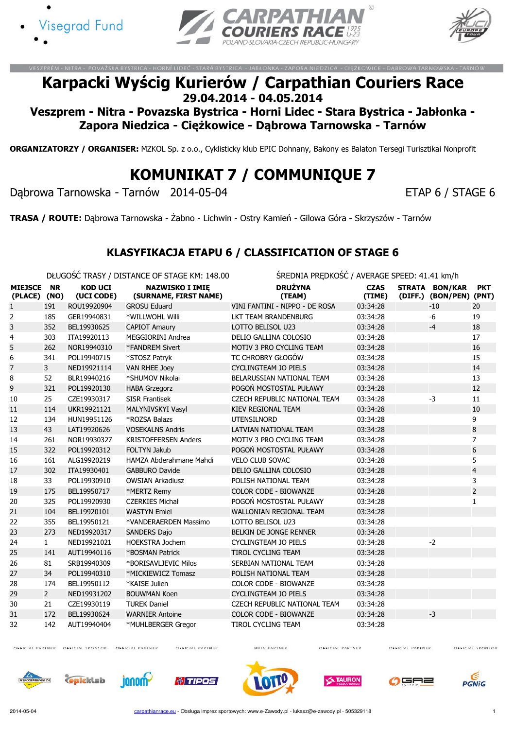VESZPRÉM - NITRA - POVAŽSKÁ BYSTRICA - HORNÍ LIDEČ - STARÁ BYSTRICA - JABŁONKA - ZAPORA NIEDZICA - CIĘŻKOWICE - DĄBROWA TARNOWSKA - TARNÓW

# Karpacki Wyścig Kurierów / Carpathian Couriers Race

## 29.04.2014 - 04.05.2014

## Veszprem - Nitra - Povazska Bystrica - Horni Lidec - Stara Bystrica - Jabłonka - Zapora Niedzica - Ciężkowice - Dąbrowa Tarnowska - Tarnów

**ORGANIZATORZY / ORGANISER:** MZKOL Sp. z o.o., Cyklisticky klub EPIC Dohnany, Bakony es Balaton Tersegi Turisztikai Nonprofit

# KOMUNIKAT 7 / COMMUNIQUE 7

Dąbrowa Tarnowska - Tarnów 2014-05-04 ETAP 6 / STAGE 6

**TRASA / ROUTE:** Dąbrowa Tarnowska - Żabno - Lichwin - Ostry Kamień - Gilowa Góra - Skrzyszów - Tarnów

## KLASYFIKACJA ETAPU 6 / CLASSIFICATION OF STAGE 6

DŁUGOŚĆ TRASY / DISTANCE OF STAGE KM: 148.00 ŚREDNIA PRĘDKOŚĆ / AVERAGE SPEED: 41.41 km/h

| MIEJSCE (PLACE) | NR (NO) | KOD UCI (UCI CODE) | NAZWISKO I IMIĘ (SURNAME, FIRST NAME) | DRUŻYNA (TEAM) | CZAS (TIME) | STRATA (DIFF.) | BON/KAR (BON/PEN) | PKT (PNT) |
|---|---|---|---|---|---|---|---|---|
| 1 | 191 | ROU19920904 | GROSU Eduard | VINI FANTINI - NIPPO - DE ROSA | 03:34:28 | | -10 | 20 |
| 2 | 185 | GER19940831 | *WILLWOHL Willi | LKT TEAM BRANDENBURG | 03:34:28 | | -6 | 19 |
| 3 | 352 | BEL19930625 | CAPIOT Amaury | LOTTO BELISOL U23 | 03:34:28 | | -4 | 18 |
| 4 | 303 | ITA19920113 | MEGGIORINI Andrea | DELIO GALLINA COLOSIO | 03:34:28 | | | 17 |
| 5 | 262 | NOR19940310 | *FANDREM Sivert | MOTIV 3 PRO CYCLING TEAM | 03:34:28 | | | 16 |
| 6 | 341 | POL19940715 | *STOSZ Patryk | TC CHROBRY GŁOGÓW | 03:34:28 | | | 15 |
| 7 | 3 | NED19921114 | VAN RHEE Joey | CYCLINGTEAM JO PIELS | 03:34:28 | | | 14 |
| 8 | 52 | BLR19940216 | *SHUMOV Nikolai | BELARUSSIAN NATIONAL TEAM | 03:34:28 | | | 13 |
| 9 | 321 | POL19920130 | HABA Grzegorz | POGOŃ MOSTOSTAL PUŁAWY | 03:34:28 | | | 12 |
| 10 | 25 | CZE19930317 | SISR Frantisek | CZECH REPUBLIC NATIONAL TEAM | 03:34:28 | | -3 | 11 |
| 11 | 114 | UKR19921121 | MALYNIVSKYI Vasyl | KIEV REGIONAL TEAM | 03:34:28 | | | 10 |
| 12 | 134 | HUN19951126 | *ROZSA Balazs | UTENSILNORD | 03:34:28 | | | 9 |
| 13 | 43 | LAT19920626 | VOSEKALNS Andris | LATVIAN NATIONAL TEAM | 03:34:28 | | | 8 |
| 14 | 261 | NOR19930327 | KRISTOFFERSEN Anders | MOTIV 3 PRO CYCLING TEAM | 03:34:28 | | | 7 |
| 15 | 322 | POL19920312 | FOLTYN Jakub | POGOŃ MOSTOSTAL PUŁAWY | 03:34:28 | | | 6 |
| 16 | 161 | ALG19920219 | HAMZA Abderahmane Mahdi | VELO CLUB SOVAC | 03:34:28 | | | 5 |
| 17 | 302 | ITA19930401 | GABBURO Davide | DELIO GALLINA COLOSIO | 03:34:28 | | | 4 |
| 18 | 33 | POL19930910 | OWSIAN Arkadiusz | POLISH NATIONAL TEAM | 03:34:28 | | | 3 |
| 19 | 175 | BEL19950717 | *MERTZ Remy | COLOR CODE - BIOWANZE | 03:34:28 | | | 2 |
| 20 | 325 | POL19920930 | CZERKIES Michał | POGOŃ MOSTOSTAL PUŁAWY | 03:34:28 | | | 1 |
| 21 | 104 | BEL19920101 | WASTYN Emiel | WALLONIAN REGIONAL TEAM | 03:34:28 | | | |
| 22 | 355 | BEL19950121 | *VANDERAERDEN Massimo | LOTTO BELISOL U23 | 03:34:28 | | | |
| 23 | 273 | NED19920317 | SANDERS Dajo | BELKIN DE JONGE RENNER | 03:34:28 | | | |
| 24 | 1 | NED19921021 | HOEKSTRA Jochem | CYCLINGTEAM JO PIELS | 03:34:28 | | -2 | |
| 25 | 141 | AUT19940116 | *BOSMAN Patrick | TIROL CYCLING TEAM | 03:34:28 | | | |
| 26 | 81 | SRB19940309 | *BORISAVLJEVIC Milos | SERBIAN NATIONAL TEAM | 03:34:28 | | | |
| 27 | 34 | POL19940310 | *MICKIEWICZ Tomasz | POLISH NATIONAL TEAM | 03:34:28 | | | |
| 28 | 174 | BEL19950112 | *KAISE Julien | COLOR CODE - BIOWANZE | 03:34:28 | | | |
| 29 | 2 | NED19931202 | BOUWMAN Koen | CYCLINGTEAM JO PIELS | 03:34:28 | | | |
| 30 | 21 | CZE19930119 | TUREK Daniel | CZECH REPUBLIC NATIONAL TEAM | 03:34:28 | | | |
| 31 | 172 | BEL19930624 | WARNIER Antoine | COLOR CODE - BIOWANZE | 03:34:28 | | -3 | |
| 32 | 142 | AUT19940404 | *MUHLBERGER Gregor | TIROL CYCLING TEAM | 03:34:28 | | | |

2014-05-04 carpathianrace.eu - Obsługa imprez sportowych: www.e-Zawody.pl - lukasz@e-zawody.pl - 505329118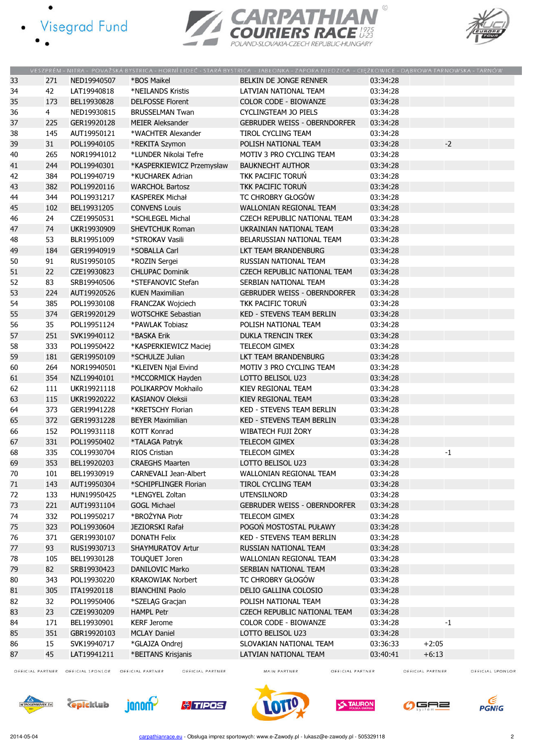VESZPRÉM - NITRA - POVAŽSKÁ BYSTRICA - HORNÍ LIDEČ - STARÁ BYSTRICA - JABŁONKA - ZAPORA NIEDZICA - CIĘŻKOWICE - DĄBROWA TARNOWSKA - TARNÓW

| | | | | | | | |
|---|---|---|---|---|---|---|---|
| 33 | 271 | NED19940507 | *BOS Maikel | BELKIN DE JONGE RENNER | 03:34:28 | | |
| 34 | 42 | LAT19940818 | *NEILANDS Kristis | LATVIAN NATIONAL TEAM | 03:34:28 | | |
| 35 | 173 | BEL19930828 | DELFOSSE Florent | COLOR CODE - BIOWANZE | 03:34:28 | | |
| 36 | 4 | NED19930815 | BRUSSELMAN Twan | CYCLINGTEAM JO PIELS | 03:34:28 | | |
| 37 | 225 | GER19920128 | MEIER Aleksander | GEBRUDER WEISS - OBERNDORFER | 03:34:28 | | |
| 38 | 145 | AUT19950121 | *WACHTER Alexander | TIROL CYCLING TEAM | 03:34:28 | | |
| 39 | 31 | POL19940105 | *REKITA Szymon | POLISH NATIONAL TEAM | 03:34:28 | | -2 |
| 40 | 265 | NOR19941012 | *LUNDER Nikolai Tefre | MOTIV 3 PRO CYCLING TEAM | 03:34:28 | | |
| 41 | 244 | POL19940301 | *KASPERKIEWICZ Przemysław | BAUKNECHT AUTHOR | 03:34:28 | | |
| 42 | 384 | POL19940719 | *KUCHAREK Adrian | TKK PACIFIC TORUŃ | 03:34:28 | | |
| 43 | 382 | POL19920116 | WARCHOŁ Bartosz | TKK PACIFIC TORUŃ | 03:34:28 | | |
| 44 | 344 | POL19931217 | KASPEREK Michał | TC CHROBRY GŁOGÓW | 03:34:28 | | |
| 45 | 102 | BEL19931205 | CONVENS Louis | WALLONIAN REGIONAL TEAM | 03:34:28 | | |
| 46 | 24 | CZE19950531 | *SCHLEGEL Michal | CZECH REPUBLIC NATIONAL TEAM | 03:34:28 | | |
| 47 | 74 | UKR19930909 | SHEVTCHUK Roman | UKRAINIAN NATIONAL TEAM | 03:34:28 | | |
| 48 | 53 | BLR19951009 | *STROKAV Vasili | BELARUSSIAN NATIONAL TEAM | 03:34:28 | | |
| 49 | 184 | GER19940919 | *SOBALLA Carl | LKT TEAM BRANDENBURG | 03:34:28 | | |
| 50 | 91 | RUS19950105 | *ROZIN Sergei | RUSSIAN NATIONAL TEAM | 03:34:28 | | |
| 51 | 22 | CZE19930823 | CHLUPAC Dominik | CZECH REPUBLIC NATIONAL TEAM | 03:34:28 | | |
| 52 | 83 | SRB19940506 | *STEFANOVIC Stefan | SERBIAN NATIONAL TEAM | 03:34:28 | | |
| 53 | 224 | AUT19920526 | KUEN Maximilian | GEBRUDER WEISS - OBERNDORFER | 03:34:28 | | |
| 54 | 385 | POL19930108 | FRANCZAK Wojciech | TKK PACIFIC TORUŃ | 03:34:28 | | |
| 55 | 374 | GER19920129 | WOTSCHKE Sebastian | KED - STEVENS TEAM BERLIN | 03:34:28 | | |
| 56 | 35 | POL19951124 | *PAWLAK Tobiasz | POLISH NATIONAL TEAM | 03:34:28 | | |
| 57 | 251 | SVK19940112 | *BASKA Erik | DUKLA TRENCIN TREK | 03:34:28 | | |
| 58 | 333 | POL19950422 | *KASPERKIEWICZ Maciej | TELECOM GIMEX | 03:34:28 | | |
| 59 | 181 | GER19950109 | *SCHULZE Julian | LKT TEAM BRANDENBURG | 03:34:28 | | |
| 60 | 264 | NOR19940501 | *KLEIVEN Njal Eivind | MOTIV 3 PRO CYCLING TEAM | 03:34:28 | | |
| 61 | 354 | NZL19940101 | *MCCORMICK Hayden | LOTTO BELISOL U23 | 03:34:28 | | |
| 62 | 111 | UKR19921118 | POLIKARPOV Mokhailo | KIEV REGIONAL TEAM | 03:34:28 | | |
| 63 | 115 | UKR19920222 | KASIANOV Oleksii | KIEV REGIONAL TEAM | 03:34:28 | | |
| 64 | 373 | GER19941228 | *KRETSCHY Florian | KED - STEVENS TEAM BERLIN | 03:34:28 | | |
| 65 | 372 | GER19931228 | BEYER Maximilian | KED - STEVENS TEAM BERLIN | 03:34:28 | | |
| 66 | 152 | POL19931118 | KOTT Konrad | WIBATECH FUJI ŻORY | 03:34:28 | | |
| 67 | 331 | POL19950402 | *TALAGA Patryk | TELECOM GIMEX | 03:34:28 | | |
| 68 | 335 | COL19930704 | RIOS Cristian | TELECOM GIMEX | 03:34:28 | | -1 |
| 69 | 353 | BEL19920203 | CRAEGHS Maarten | LOTTO BELISOL U23 | 03:34:28 | | |
| 70 | 101 | BEL19930919 | CARNEVALI Jean-Albert | WALLONIAN REGIONAL TEAM | 03:34:28 | | |
| 71 | 143 | AUT19950304 | *SCHIPFLINGER Florian | TIROL CYCLING TEAM | 03:34:28 | | |
| 72 | 133 | HUN19950425 | *LENGYEL Zoltan | UTENSILNORD | 03:34:28 | | |
| 73 | 221 | AUT19931104 | GOGL Michael | GEBRUDER WEISS - OBERNDORFER | 03:34:28 | | |
| 74 | 332 | POL19950217 | *BROŻYNA Piotr | TELECOM GIMEX | 03:34:28 | | |
| 75 | 323 | POL19930604 | JEZIORSKI Rafał | POGOŃ MOSTOSTAL PUŁAWY | 03:34:28 | | |
| 76 | 371 | GER19930107 | DONATH Felix | KED - STEVENS TEAM BERLIN | 03:34:28 | | |
| 77 | 93 | RUS19930713 | SHAYMURATOV Artur | RUSSIAN NATIONAL TEAM | 03:34:28 | | |
| 78 | 105 | BEL19930128 | TOUQUET Joren | WALLONIAN REGIONAL TEAM | 03:34:28 | | |
| 79 | 82 | SRB19930423 | DANILOVIC Marko | SERBIAN NATIONAL TEAM | 03:34:28 | | |
| 80 | 343 | POL19930220 | KRAKOWIAK Norbert | TC CHROBRY GŁOGÓW | 03:34:28 | | |
| 81 | 305 | ITA19920118 | BIANCHINI Paolo | DELIO GALLINA COLOSIO | 03:34:28 | | |
| 82 | 32 | POL19950406 | *SZELĄG Gracjan | POLISH NATIONAL TEAM | 03:34:28 | | |
| 83 | 23 | CZE19930209 | HAMPL Petr | CZECH REPUBLIC NATIONAL TEAM | 03:34:28 | | |
| 84 | 171 | BEL19930901 | KERF Jerome | COLOR CODE - BIOWANZE | 03:34:28 | | -1 |
| 85 | 351 | GBR19920103 | MCLAY Daniel | LOTTO BELISOL U23 | 03:34:28 | | |
| 86 | 15 | SVK19940717 | *GLAJZA Ondrej | SLOVAKIAN NATIONAL TEAM | 03:36:33 | +2:05 | |
| 87 | 45 | LAT19941211 | *BEITANS Krisjanis | LATVIAN NATIONAL TEAM | 03:40:41 | +6:13 | |

2014-05-04 carpathianrace.eu - Obsługa imprez sportowych: www.e-Zawody.pl - lukasz@e-zawody.pl - 505329118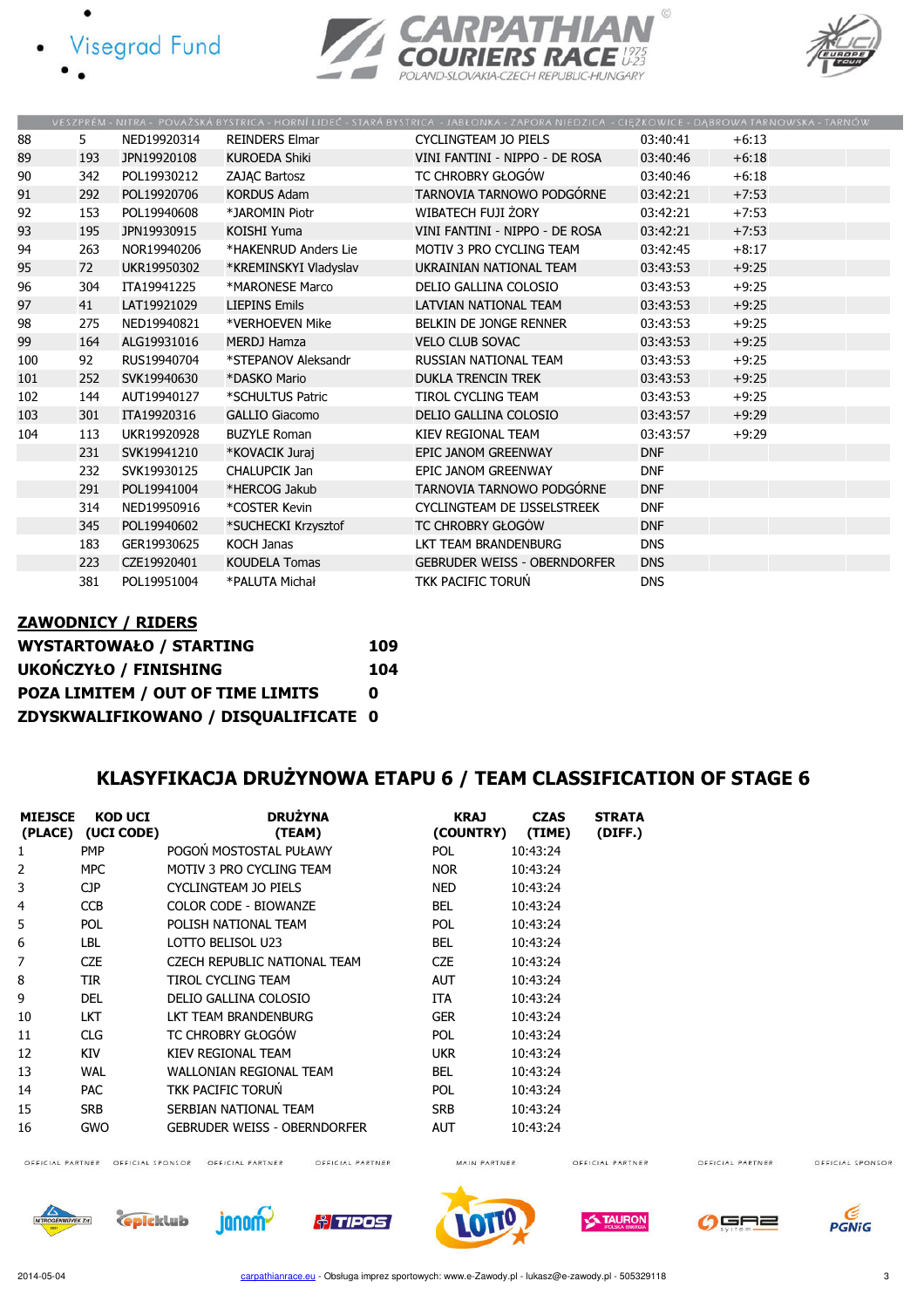| | | | | | | |
|---|---|---|---|---|---|---|
| 88 | 5 | NED19920314 | REINDERS Elmar | CYCLINGTEAM JO PIELS | 03:40:41 | +6:13 |
| 89 | 193 | JPN19920108 | KUROEDA Shiki | VINI FANTINI - NIPPO - DE ROSA | 03:40:46 | +6:18 |
| 90 | 342 | POL19930212 | ZAJĄC Bartosz | TC CHROBRY GŁOGÓW | 03:40:46 | +6:18 |
| 91 | 292 | POL19920706 | KORDUS Adam | TARNOVIA TARNOWO PODGÓRNE | 03:42:21 | +7:53 |
| 92 | 153 | POL19940608 | *JAROMIN Piotr | WIBATECH FUJI ŻORY | 03:42:21 | +7:53 |
| 93 | 195 | JPN19930915 | KOISHI Yuma | VINI FANTINI - NIPPO - DE ROSA | 03:42:21 | +7:53 |
| 94 | 263 | NOR19940206 | *HAKENRUD Anders Lie | MOTIV 3 PRO CYCLING TEAM | 03:42:45 | +8:17 |
| 95 | 72 | UKR19950302 | *KREMINSKYI Vladyslav | UKRAINIAN NATIONAL TEAM | 03:43:53 | +9:25 |
| 96 | 304 | ITA19941225 | *MARONESE Marco | DELIO GALLINA COLOSIO | 03:43:53 | +9:25 |
| 97 | 41 | LAT19921029 | LIEPINS Emils | LATVIAN NATIONAL TEAM | 03:43:53 | +9:25 |
| 98 | 275 | NED19940821 | *VERHOEVEN Mike | BELKIN DE JONGE RENNER | 03:43:53 | +9:25 |
| 99 | 164 | ALG19931016 | MERDJ Hamza | VELO CLUB SOVAC | 03:43:53 | +9:25 |
| 100 | 92 | RUS19940704 | *STEPANOV Aleksandr | RUSSIAN NATIONAL TEAM | 03:43:53 | +9:25 |
| 101 | 252 | SVK19940630 | *DASKO Mario | DUKLA TRENCIN TREK | 03:43:53 | +9:25 |
| 102 | 144 | AUT19940127 | *SCHULTUS Patric | TIROL CYCLING TEAM | 03:43:53 | +9:25 |
| 103 | 301 | ITA19920316 | GALLIO Giacomo | DELIO GALLINA COLOSIO | 03:43:57 | +9:29 |
| 104 | 113 | UKR19920928 | BUZYLE Roman | KIEV REGIONAL TEAM | 03:43:57 | +9:29 |
| | 231 | SVK19941210 | *KOVACIK Juraj | EPIC JANOM GREENWAY | DNF | |
| | 232 | SVK19930125 | CHALUPCIK Jan | EPIC JANOM GREENWAY | DNF | |
| | 291 | POL19941004 | *HERCOG Jakub | TARNOVIA TARNOWO PODGÓRNE | DNF | |
| | 314 | NED19950916 | *COSTER Kevin | CYCLINGTEAM DE IJSSELSTREEK | DNF | |
| | 345 | POL19940602 | *SUCHECKI Krzysztof | TC CHROBRY GŁOGÓW | DNF | |
| | 183 | GER19930625 | KOCH Janas | LKT TEAM BRANDENBURG | DNS | |
| | 223 | CZE19920401 | KOUDELA Tomas | GEBRUDER WEISS - OBERNDORFER | DNS | |
| | 381 | POL19951004 | *PALUTA Michał | TKK PACIFIC TORUŃ | DNS | |

**ZAWODNICY / RIDERS**

| | |
|---|---|
| **WYSTARTOWAŁO / STARTING** | **109** |
| **UKOŃCZYŁO / FINISHING** | **104** |
| **POZA LIMITEM / OUT OF TIME LIMITS** | **0** |
| **ZDYSKWALIFIKOWANO / DISQUALIFICATE** | **0** |

## KLASYFIKACJA DRUŻYNOWA ETAPU 6 / TEAM CLASSIFICATION OF STAGE 6

| MIEJSCE (PLACE) | KOD UCI (UCI CODE) | DRUŻYNA (TEAM) | KRAJ (COUNTRY) | CZAS (TIME) | STRATA (DIFF.) |
|---|---|---|---|---|---|
| 1 | PMP | POGOŃ MOSTOSTAL PUŁAWY | POL | 10:43:24 | |
| 2 | MPC | MOTIV 3 PRO CYCLING TEAM | NOR | 10:43:24 | |
| 3 | CJP | CYCLINGTEAM JO PIELS | NED | 10:43:24 | |
| 4 | CCB | COLOR CODE - BIOWANZE | BEL | 10:43:24 | |
| 5 | POL | POLISH NATIONAL TEAM | POL | 10:43:24 | |
| 6 | LBL | LOTTO BELISOL U23 | BEL | 10:43:24 | |
| 7 | CZE | CZECH REPUBLIC NATIONAL TEAM | CZE | 10:43:24 | |
| 8 | TIR | TIROL CYCLING TEAM | AUT | 10:43:24 | |
| 9 | DEL | DELIO GALLINA COLOSIO | ITA | 10:43:24 | |
| 10 | LKT | LKT TEAM BRANDENBURG | GER | 10:43:24 | |
| 11 | CLG | TC CHROBRY GŁOGÓW | POL | 10:43:24 | |
| 12 | KIV | KIEV REGIONAL TEAM | UKR | 10:43:24 | |
| 13 | WAL | WALLONIAN REGIONAL TEAM | BEL | 10:43:24 | |
| 14 | PAC | TKK PACIFIC TORUŃ | POL | 10:43:24 | |
| 15 | SRB | SERBIAN NATIONAL TEAM | SRB | 10:43:24 | |
| 16 | GWO | GEBRUDER WEISS - OBERNDORFER | AUT | 10:43:24 | |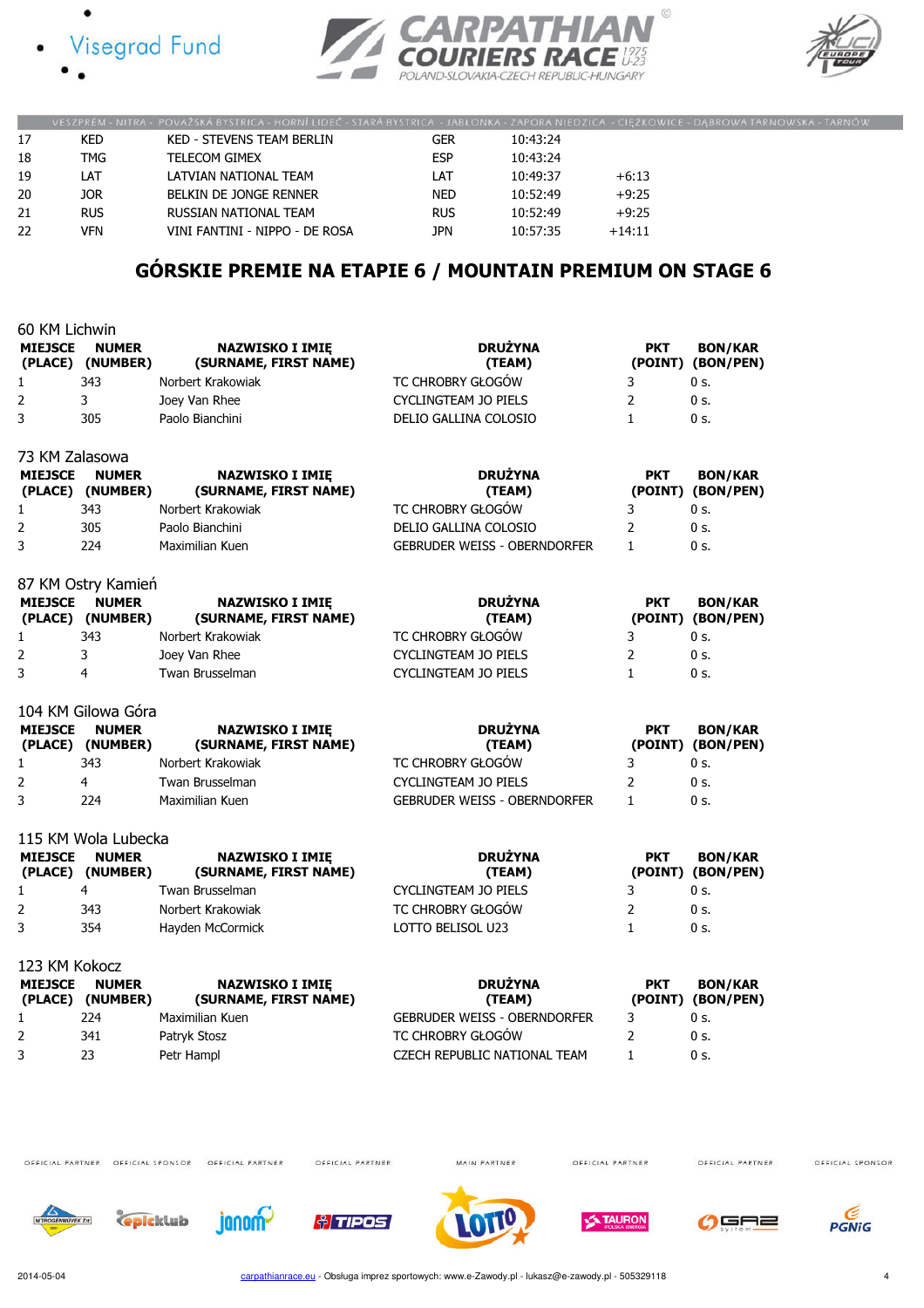| 17 | KED | KED - STEVENS TEAM BERLIN | GER | 10:43:24 | |
|---|---|---|---|---|---|
| 18 | TMG | TELECOM GIMEX | ESP | 10:43:24 | |
| 19 | LAT | LATVIAN NATIONAL TEAM | LAT | 10:49:37 | +6:13 |
| 20 | JOR | BELKIN DE JONGE RENNER | NED | 10:52:49 | +9:25 |
| 21 | RUS | RUSSIAN NATIONAL TEAM | RUS | 10:52:49 | +9:25 |
| 22 | VFN | VINI FANTINI - NIPPO - DE ROSA | JPN | 10:57:35 | +14:11 |

## GÓRSKIE PREMIE NA ETAPIE 6 / MOUNTAIN PREMIUM ON STAGE 6

### 60 KM Lichwin

| MIEJSCE (PLACE) | NUMER (NUMBER) | NAZWISKO I IMIĘ (SURNAME, FIRST NAME) | DRUŻYNA (TEAM) | PKT (POINT) | BON/KAR (BON/PEN) |
|---|---|---|---|---|---|
| 1 | 343 | Norbert Krakowiak | TC CHROBRY GŁOGÓW | 3 | 0 s. |
| 2 | 3 | Joey Van Rhee | CYCLINGTEAM JO PIELS | 2 | 0 s. |
| 3 | 305 | Paolo Bianchini | DELIO GALLINA COLOSIO | 1 | 0 s. |

### 73 KM Zalasowa

| MIEJSCE (PLACE) | NUMER (NUMBER) | NAZWISKO I IMIĘ (SURNAME, FIRST NAME) | DRUŻYNA (TEAM) | PKT (POINT) | BON/KAR (BON/PEN) |
|---|---|---|---|---|---|
| 1 | 343 | Norbert Krakowiak | TC CHROBRY GŁOGÓW | 3 | 0 s. |
| 2 | 305 | Paolo Bianchini | DELIO GALLINA COLOSIO | 2 | 0 s. |
| 3 | 224 | Maximilian Kuen | GEBRUDER WEISS - OBERNDORFER | 1 | 0 s. |

### 87 KM Ostry Kamień

| MIEJSCE (PLACE) | NUMER (NUMBER) | NAZWISKO I IMIĘ (SURNAME, FIRST NAME) | DRUŻYNA (TEAM) | PKT (POINT) | BON/KAR (BON/PEN) |
|---|---|---|---|---|---|
| 1 | 343 | Norbert Krakowiak | TC CHROBRY GŁOGÓW | 3 | 0 s. |
| 2 | 3 | Joey Van Rhee | CYCLINGTEAM JO PIELS | 2 | 0 s. |
| 3 | 4 | Twan Brusselman | CYCLINGTEAM JO PIELS | 1 | 0 s. |

### 104 KM Gilowa Góra

| MIEJSCE (PLACE) | NUMER (NUMBER) | NAZWISKO I IMIĘ (SURNAME, FIRST NAME) | DRUŻYNA (TEAM) | PKT (POINT) | BON/KAR (BON/PEN) |
|---|---|---|---|---|---|
| 1 | 343 | Norbert Krakowiak | TC CHROBRY GŁOGÓW | 3 | 0 s. |
| 2 | 4 | Twan Brusselman | CYCLINGTEAM JO PIELS | 2 | 0 s. |
| 3 | 224 | Maximilian Kuen | GEBRUDER WEISS - OBERNDORFER | 1 | 0 s. |

### 115 KM Wola Lubecka

| MIEJSCE (PLACE) | NUMER (NUMBER) | NAZWISKO I IMIĘ (SURNAME, FIRST NAME) | DRUŻYNA (TEAM) | PKT (POINT) | BON/KAR (BON/PEN) |
|---|---|---|---|---|---|
| 1 | 4 | Twan Brusselman | CYCLINGTEAM JO PIELS | 3 | 0 s. |
| 2 | 343 | Norbert Krakowiak | TC CHROBRY GŁOGÓW | 2 | 0 s. |
| 3 | 354 | Hayden McCormick | LOTTO BELISOL U23 | 1 | 0 s. |

### 123 KM Kokocz

| MIEJSCE (PLACE) | NUMER (NUMBER) | NAZWISKO I IMIĘ (SURNAME, FIRST NAME) | DRUŻYNA (TEAM) | PKT (POINT) | BON/KAR (BON/PEN) |
|---|---|---|---|---|---|
| 1 | 224 | Maximilian Kuen | GEBRUDER WEISS - OBERNDORFER | 3 | 0 s. |
| 2 | 341 | Patryk Stosz | TC CHROBRY GŁOGÓW | 2 | 0 s. |
| 3 | 23 | Petr Hampl | CZECH REPUBLIC NATIONAL TEAM | 1 | 0 s. |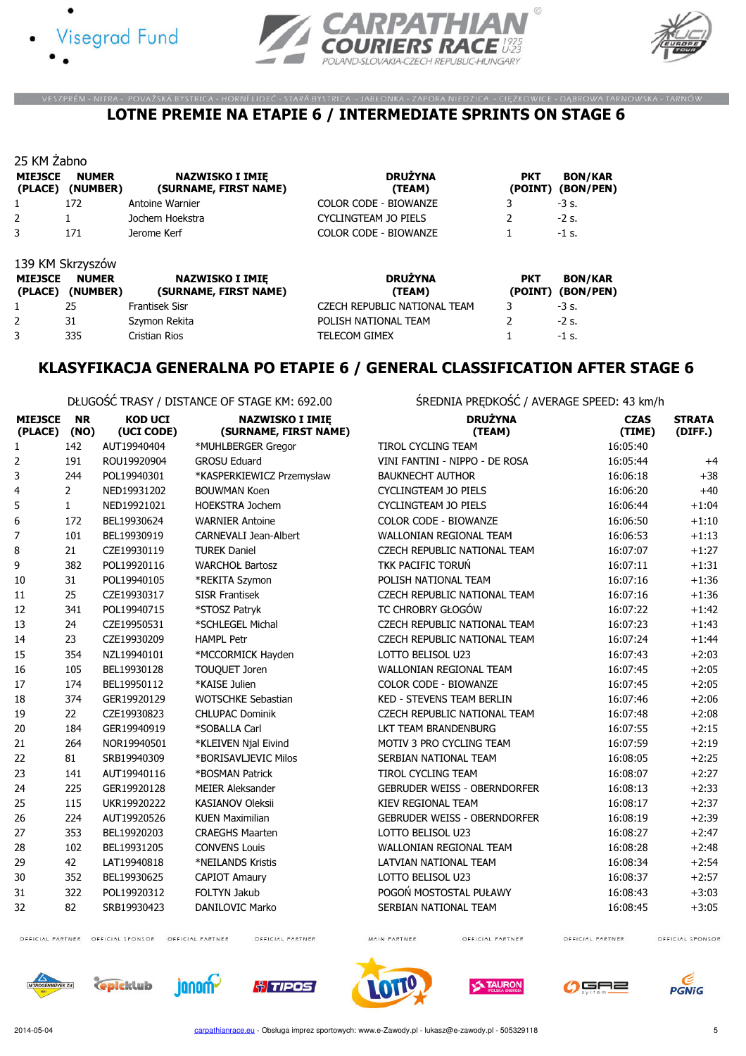# LOTNE PREMIE NA ETAPIE 6 / INTERMEDIATE SPRINTS ON STAGE 6

25 KM Żabno

| MIEJSCE (PLACE) | NUMER (NUMBER) | NAZWISKO I IMIĘ (SURNAME, FIRST NAME) | DRUŻYNA (TEAM) | PKT (POINT) | BON/KAR (BON/PEN) |
|---|---|---|---|---|---|
| 1 | 172 | Antoine Warnier | COLOR CODE - BIOWANZE | 3 | -3 s. |
| 2 | 1 | Jochem Hoekstra | CYCLINGTEAM JO PIELS | 2 | -2 s. |
| 3 | 171 | Jerome Kerf | COLOR CODE - BIOWANZE | 1 | -1 s. |

139 KM Skrzyszów

| MIEJSCE (PLACE) | NUMER (NUMBER) | NAZWISKO I IMIĘ (SURNAME, FIRST NAME) | DRUŻYNA (TEAM) | PKT (POINT) | BON/KAR (BON/PEN) |
|---|---|---|---|---|---|
| 1 | 25 | Frantisek Sisr | CZECH REPUBLIC NATIONAL TEAM | 3 | -3 s. |
| 2 | 31 | Szymon Rekita | POLISH NATIONAL TEAM | 2 | -2 s. |
| 3 | 335 | Cristian Rios | TELECOM GIMEX | 1 | -1 s. |

# KLASYFIKACJA GENERALNA PO ETAPIE 6 / GENERAL CLASSIFICATION AFTER STAGE 6

DŁUGOŚĆ TRASY / DISTANCE OF STAGE KM: 692.00

ŚREDNIA PRĘDKOŚĆ / AVERAGE SPEED: 43 km/h

| MIEJSCE (PLACE) | NR (NO) | KOD UCI (UCI CODE) | NAZWISKO I IMIĘ (SURNAME, FIRST NAME) | DRUŻYNA (TEAM) | CZAS (TIME) | STRATA (DIFF.) |
|---|---|---|---|---|---|---|
| 1 | 142 | AUT19940404 | *MUHLBERGER Gregor | TIROL CYCLING TEAM | 16:05:40 | |
| 2 | 191 | ROU19920904 | GROSU Eduard | VINI FANTINI - NIPPO - DE ROSA | 16:05:44 | +4 |
| 3 | 244 | POL19940301 | *KASPERKIEWICZ Przemysław | BAUKNECHT AUTHOR | 16:06:18 | +38 |
| 4 | 2 | NED19931202 | BOUWMAN Koen | CYCLINGTEAM JO PIELS | 16:06:20 | +40 |
| 5 | 1 | NED19921021 | HOEKSTRA Jochem | CYCLINGTEAM JO PIELS | 16:06:44 | +1:04 |
| 6 | 172 | BEL19930624 | WARNIER Antoine | COLOR CODE - BIOWANZE | 16:06:50 | +1:10 |
| 7 | 101 | BEL19930919 | CARNEVALI Jean-Albert | WALLONIAN REGIONAL TEAM | 16:06:53 | +1:13 |
| 8 | 21 | CZE19930119 | TUREK Daniel | CZECH REPUBLIC NATIONAL TEAM | 16:07:07 | +1:27 |
| 9 | 382 | POL19920116 | WARCHOŁ Bartosz | TKK PACIFIC TORUŃ | 16:07:11 | +1:31 |
| 10 | 31 | POL19940105 | *REKITA Szymon | POLISH NATIONAL TEAM | 16:07:16 | +1:36 |
| 11 | 25 | CZE19930317 | SISR Frantisek | CZECH REPUBLIC NATIONAL TEAM | 16:07:16 | +1:36 |
| 12 | 341 | POL19940715 | *STOSZ Patryk | TC CHROBRY GŁOGÓW | 16:07:22 | +1:42 |
| 13 | 24 | CZE19950531 | *SCHLEGEL Michal | CZECH REPUBLIC NATIONAL TEAM | 16:07:23 | +1:43 |
| 14 | 23 | CZE19930209 | HAMPL Petr | CZECH REPUBLIC NATIONAL TEAM | 16:07:24 | +1:44 |
| 15 | 354 | NZL19940101 | *MCCORMICK Hayden | LOTTO BELISOL U23 | 16:07:43 | +2:03 |
| 16 | 105 | BEL19930128 | TOUQUET Joren | WALLONIAN REGIONAL TEAM | 16:07:45 | +2:05 |
| 17 | 174 | BEL19950112 | *KAISE Julien | COLOR CODE - BIOWANZE | 16:07:45 | +2:05 |
| 18 | 374 | GER19920129 | WOTSCHKE Sebastian | KED - STEVENS TEAM BERLIN | 16:07:46 | +2:06 |
| 19 | 22 | CZE19930823 | CHLUPAC Dominik | CZECH REPUBLIC NATIONAL TEAM | 16:07:48 | +2:08 |
| 20 | 184 | GER19940919 | *SOBALLA Carl | LKT TEAM BRANDENBURG | 16:07:55 | +2:15 |
| 21 | 264 | NOR19940501 | *KLEIVEN Njal Eivind | MOTIV 3 PRO CYCLING TEAM | 16:07:59 | +2:19 |
| 22 | 81 | SRB19940309 | *BORISAVLJEVIC Milos | SERBIAN NATIONAL TEAM | 16:08:05 | +2:25 |
| 23 | 141 | AUT19940116 | *BOSMAN Patrick | TIROL CYCLING TEAM | 16:08:07 | +2:27 |
| 24 | 225 | GER19920128 | MEIER Aleksander | GEBRUDER WEISS - OBERNDORFER | 16:08:13 | +2:33 |
| 25 | 115 | UKR19920222 | KASIANOV Oleksii | KIEV REGIONAL TEAM | 16:08:17 | +2:37 |
| 26 | 224 | AUT19920526 | KUEN Maximilian | GEBRUDER WEISS - OBERNDORFER | 16:08:19 | +2:39 |
| 27 | 353 | BEL19920203 | CRAEGHS Maarten | LOTTO BELISOL U23 | 16:08:27 | +2:47 |
| 28 | 102 | BEL19931205 | CONVENS Louis | WALLONIAN REGIONAL TEAM | 16:08:28 | +2:48 |
| 29 | 42 | LAT19940818 | *NEILANDS Kristis | LATVIAN NATIONAL TEAM | 16:08:34 | +2:54 |
| 30 | 352 | BEL19930625 | CAPIOT Amaury | LOTTO BELISOL U23 | 16:08:37 | +2:57 |
| 31 | 322 | POL19920312 | FOLTYN Jakub | POGOŃ MOSTOSTAL PUŁAWY | 16:08:43 | +3:03 |
| 32 | 82 | SRB19930423 | DANILOVIC Marko | SERBIAN NATIONAL TEAM | 16:08:45 | +3:05 |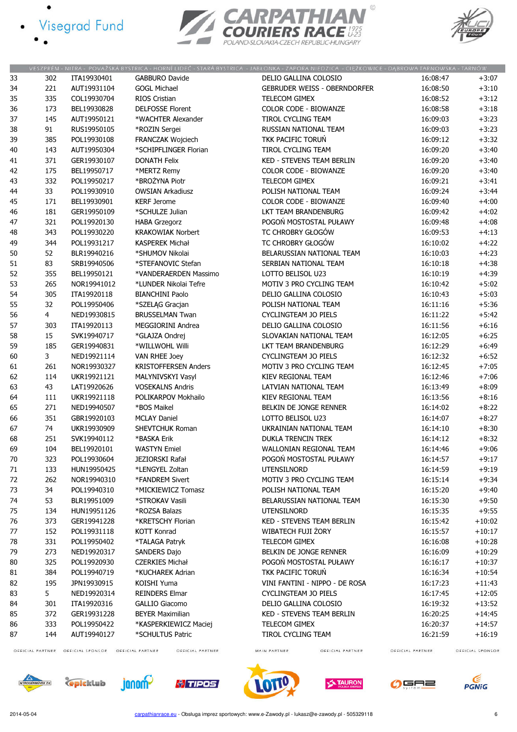| | | | | | | |
|---|---|---|---|---|---|---|
| 33 | 302 | ITA19930401 | GABBURO Davide | DELIO GALLINA COLOSIO | 16:08:47 | +3:07 |
| 34 | 221 | AUT19931104 | GOGL Michael | GEBRUDER WEISS - OBERNDORFER | 16:08:50 | +3:10 |
| 35 | 335 | COL19930704 | RIOS Cristian | TELECOM GIMEX | 16:08:52 | +3:12 |
| 36 | 173 | BEL19930828 | DELFOSSE Florent | COLOR CODE - BIOWANZE | 16:08:58 | +3:18 |
| 37 | 145 | AUT19950121 | *WACHTER Alexander | TIROL CYCLING TEAM | 16:09:03 | +3:23 |
| 38 | 91 | RUS19950105 | *ROZIN Sergei | RUSSIAN NATIONAL TEAM | 16:09:03 | +3:23 |
| 39 | 385 | POL19930108 | FRANCZAK Wojciech | TKK PACIFIC TORUŃ | 16:09:12 | +3:32 |
| 40 | 143 | AUT19950304 | *SCHIPFLINGER Florian | TIROL CYCLING TEAM | 16:09:20 | +3:40 |
| 41 | 371 | GER19930107 | DONATH Felix | KED - STEVENS TEAM BERLIN | 16:09:20 | +3:40 |
| 42 | 175 | BEL19950717 | *MERTZ Remy | COLOR CODE - BIOWANZE | 16:09:20 | +3:40 |
| 43 | 332 | POL19950217 | *BROŻYNA Piotr | TELECOM GIMEX | 16:09:21 | +3:41 |
| 44 | 33 | POL19930910 | OWSIAN Arkadiusz | POLISH NATIONAL TEAM | 16:09:24 | +3:44 |
| 45 | 171 | BEL19930901 | KERF Jerome | COLOR CODE - BIOWANZE | 16:09:40 | +4:00 |
| 46 | 181 | GER19950109 | *SCHULZE Julian | LKT TEAM BRANDENBURG | 16:09:42 | +4:02 |
| 47 | 321 | POL19920130 | HABA Grzegorz | POGOŃ MOSTOSTAL PUŁAWY | 16:09:48 | +4:08 |
| 48 | 343 | POL19930220 | KRAKOWIAK Norbert | TC CHROBRY GŁOGÓW | 16:09:53 | +4:13 |
| 49 | 344 | POL19931217 | KASPEREK Michał | TC CHROBRY GŁOGÓW | 16:10:02 | +4:22 |
| 50 | 52 | BLR19940216 | *SHUMOV Nikolai | BELARUSSIAN NATIONAL TEAM | 16:10:03 | +4:23 |
| 51 | 83 | SRB19940506 | *STEFANOVIC Stefan | SERBIAN NATIONAL TEAM | 16:10:18 | +4:38 |
| 52 | 355 | BEL19950121 | *VANDERAERDEN Massimo | LOTTO BELISOL U23 | 16:10:19 | +4:39 |
| 53 | 265 | NOR19941012 | *LUNDER Nikolai Tefre | MOTIV 3 PRO CYCLING TEAM | 16:10:42 | +5:02 |
| 54 | 305 | ITA19920118 | BIANCHINI Paolo | DELIO GALLINA COLOSIO | 16:10:43 | +5:03 |
| 55 | 32 | POL19950406 | *SZELĄG Gracjan | POLISH NATIONAL TEAM | 16:11:16 | +5:36 |
| 56 | 4 | NED19930815 | BRUSSELMAN Twan | CYCLINGTEAM JO PIELS | 16:11:22 | +5:42 |
| 57 | 303 | ITA19920113 | MEGGIORINI Andrea | DELIO GALLINA COLOSIO | 16:11:56 | +6:16 |
| 58 | 15 | SVK19940717 | *GLAJZA Ondrej | SLOVAKIAN NATIONAL TEAM | 16:12:05 | +6:25 |
| 59 | 185 | GER19940831 | *WILLWOHL Willi | LKT TEAM BRANDENBURG | 16:12:29 | +6:49 |
| 60 | 3 | NED19921114 | VAN RHEE Joey | CYCLINGTEAM JO PIELS | 16:12:32 | +6:52 |
| 61 | 261 | NOR19930327 | KRISTOFFERSEN Anders | MOTIV 3 PRO CYCLING TEAM | 16:12:45 | +7:05 |
| 62 | 114 | UKR19921121 | MALYNIVSKYI Vasyl | KIEV REGIONAL TEAM | 16:12:46 | +7:06 |
| 63 | 43 | LAT19920626 | VOSEKALNS Andris | LATVIAN NATIONAL TEAM | 16:13:49 | +8:09 |
| 64 | 111 | UKR19921118 | POLIKARPOV Mokhailo | KIEV REGIONAL TEAM | 16:13:56 | +8:16 |
| 65 | 271 | NED19940507 | *BOS Maikel | BELKIN DE JONGE RENNER | 16:14:02 | +8:22 |
| 66 | 351 | GBR19920103 | MCLAY Daniel | LOTTO BELISOL U23 | 16:14:07 | +8:27 |
| 67 | 74 | UKR19930909 | SHEVTCHUK Roman | UKRAINIAN NATIONAL TEAM | 16:14:10 | +8:30 |
| 68 | 251 | SVK19940112 | *BASKA Erik | DUKLA TRENCIN TREK | 16:14:12 | +8:32 |
| 69 | 104 | BEL19920101 | WASTYN Emiel | WALLONIAN REGIONAL TEAM | 16:14:46 | +9:06 |
| 70 | 323 | POL19930604 | JEZIORSKI Rafał | POGOŃ MOSTOSTAL PUŁAWY | 16:14:57 | +9:17 |
| 71 | 133 | HUN19950425 | *LENGYEL Zoltan | UTENSILNORD | 16:14:59 | +9:19 |
| 72 | 262 | NOR19940310 | *FANDREM Sivert | MOTIV 3 PRO CYCLING TEAM | 16:15:14 | +9:34 |
| 73 | 34 | POL19940310 | *MICKIEWICZ Tomasz | POLISH NATIONAL TEAM | 16:15:20 | +9:40 |
| 74 | 53 | BLR19951009 | *STROKAV Vasili | BELARUSSIAN NATIONAL TEAM | 16:15:30 | +9:50 |
| 75 | 134 | HUN19951126 | *ROZSA Balazs | UTENSILNORD | 16:15:35 | +9:55 |
| 76 | 373 | GER19941228 | *KRETSCHY Florian | KED - STEVENS TEAM BERLIN | 16:15:42 | +10:02 |
| 77 | 152 | POL19931118 | KOTT Konrad | WIBATECH FUJI ŻORY | 16:15:57 | +10:17 |
| 78 | 331 | POL19950402 | *TALAGA Patryk | TELECOM GIMEX | 16:16:08 | +10:28 |
| 79 | 273 | NED19920317 | SANDERS Dajo | BELKIN DE JONGE RENNER | 16:16:09 | +10:29 |
| 80 | 325 | POL19920930 | CZERKIES Michał | POGOŃ MOSTOSTAL PUŁAWY | 16:16:17 | +10:37 |
| 81 | 384 | POL19940719 | *KUCHAREK Adrian | TKK PACIFIC TORUŃ | 16:16:34 | +10:54 |
| 82 | 195 | JPN19930915 | KOISHI Yuma | VINI FANTINI - NIPPO - DE ROSA | 16:17:23 | +11:43 |
| 83 | 5 | NED19920314 | REINDERS Elmar | CYCLINGTEAM JO PIELS | 16:17:45 | +12:05 |
| 84 | 301 | ITA19920316 | GALLIO Giacomo | DELIO GALLINA COLOSIO | 16:19:32 | +13:52 |
| 85 | 372 | GER19931228 | BEYER Maximilian | KED - STEVENS TEAM BERLIN | 16:20:25 | +14:45 |
| 86 | 333 | POL19950422 | *KASPERKIEWICZ Maciej | TELECOM GIMEX | 16:20:37 | +14:57 |
| 87 | 144 | AUT19940127 | *SCHULTUS Patric | TIROL CYCLING TEAM | 16:21:59 | +16:19 |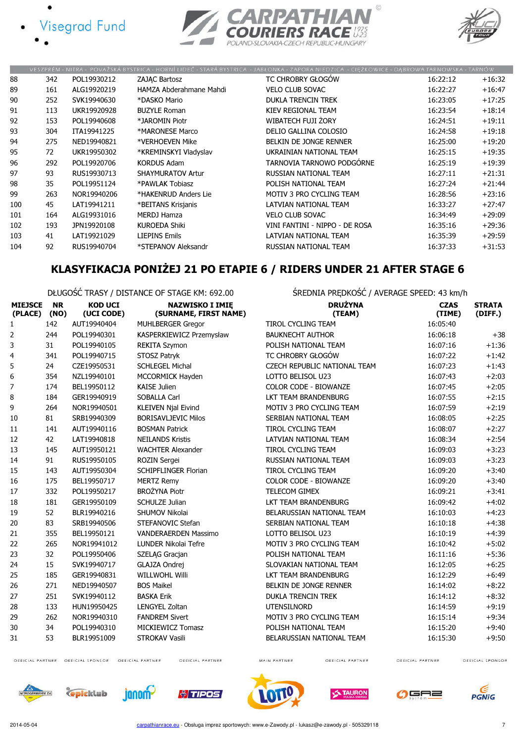| | | | | | | |
|---|---|---|---|---|---|---|
| 88 | 342 | POL19930212 | ZAJĄC Bartosz | TC CHROBRY GŁOGÓW | 16:22:12 | +16:32 |
| 89 | 161 | ALG19920219 | HAMZA Abderahmane Mahdi | VELO CLUB SOVAC | 16:22:27 | +16:47 |
| 90 | 252 | SVK19940630 | *DASKO Mario | DUKLA TRENCIN TREK | 16:23:05 | +17:25 |
| 91 | 113 | UKR19920928 | BUZYLE Roman | KIEV REGIONAL TEAM | 16:23:54 | +18:14 |
| 92 | 153 | POL19940608 | *JAROMIN Piotr | WIBATECH FUJI ŻORY | 16:24:51 | +19:11 |
| 93 | 304 | ITA19941225 | *MARONESE Marco | DELIO GALLINA COLOSIO | 16:24:58 | +19:18 |
| 94 | 275 | NED19940821 | *VERHOEVEN Mike | BELKIN DE JONGE RENNER | 16:25:00 | +19:20 |
| 95 | 72 | UKR19950302 | *KREMINSKYI Vladyslav | UKRAINIAN NATIONAL TEAM | 16:25:15 | +19:35 |
| 96 | 292 | POL19920706 | KORDUS Adam | TARNOVIA TARNOWO PODGÓRNE | 16:25:19 | +19:39 |
| 97 | 93 | RUS19930713 | SHAYMURATOV Artur | RUSSIAN NATIONAL TEAM | 16:27:11 | +21:31 |
| 98 | 35 | POL19951124 | *PAWLAK Tobiasz | POLISH NATIONAL TEAM | 16:27:24 | +21:44 |
| 99 | 263 | NOR19940206 | *HAKENRUD Anders Lie | MOTIV 3 PRO CYCLING TEAM | 16:28:56 | +23:16 |
| 100 | 45 | LAT19941211 | *BEITANS Krisjanis | LATVIAN NATIONAL TEAM | 16:33:27 | +27:47 |
| 101 | 164 | ALG19931016 | MERDJ Hamza | VELO CLUB SOVAC | 16:34:49 | +29:09 |
| 102 | 193 | JPN19920108 | KUROEDA Shiki | VINI FANTINI - NIPPO - DE ROSA | 16:35:16 | +29:36 |
| 103 | 41 | LAT19921029 | LIEPINS Emils | LATVIAN NATIONAL TEAM | 16:35:39 | +29:59 |
| 104 | 92 | RUS19940704 | *STEPANOV Aleksandr | RUSSIAN NATIONAL TEAM | 16:37:33 | +31:53 |

## KLASYFIKACJA PONIŻEJ 21 PO ETAPIE 6 / RIDERS UNDER 21 AFTER STAGE 6

DŁUGOŚĆ TRASY / DISTANCE OF STAGE KM: 692.00 ŚREDNIA PRĘDKOŚĆ / AVERAGE SPEED: 43 km/h

| MIEJSCE (PLACE) | NR (NO) | KOD UCI (UCI CODE) | NAZWISKO I IMIĘ (SURNAME, FIRST NAME) | DRUŻYNA (TEAM) | CZAS (TIME) | STRATA (DIFF.) |
|---|---|---|---|---|---|---|
| 1 | 142 | AUT19940404 | MUHLBERGER Gregor | TIROL CYCLING TEAM | 16:05:40 | |
| 2 | 244 | POL19940301 | KASPERKIEWICZ Przemysław | BAUKNECHT AUTHOR | 16:06:18 | +38 |
| 3 | 31 | POL19940105 | REKITA Szymon | POLISH NATIONAL TEAM | 16:07:16 | +1:36 |
| 4 | 341 | POL19940715 | STOSZ Patryk | TC CHROBRY GŁOGÓW | 16:07:22 | +1:42 |
| 5 | 24 | CZE19950531 | SCHLEGEL Michal | CZECH REPUBLIC NATIONAL TEAM | 16:07:23 | +1:43 |
| 6 | 354 | NZL19940101 | MCCORMICK Hayden | LOTTO BELISOL U23 | 16:07:43 | +2:03 |
| 7 | 174 | BEL19950112 | KAISE Julien | COLOR CODE - BIOWANZE | 16:07:45 | +2:05 |
| 8 | 184 | GER19940919 | SOBALLA Carl | LKT TEAM BRANDENBURG | 16:07:55 | +2:15 |
| 9 | 264 | NOR19940501 | KLEIVEN Njal Eivind | MOTIV 3 PRO CYCLING TEAM | 16:07:59 | +2:19 |
| 10 | 81 | SRB19940309 | BORISAVLJEVIC Milos | SERBIAN NATIONAL TEAM | 16:08:05 | +2:25 |
| 11 | 141 | AUT19940116 | BOSMAN Patrick | TIROL CYCLING TEAM | 16:08:07 | +2:27 |
| 12 | 42 | LAT19940818 | NEILANDS Kristis | LATVIAN NATIONAL TEAM | 16:08:34 | +2:54 |
| 13 | 145 | AUT19950121 | WACHTER Alexander | TIROL CYCLING TEAM | 16:09:03 | +3:23 |
| 14 | 91 | RUS19950105 | ROZIN Sergei | RUSSIAN NATIONAL TEAM | 16:09:03 | +3:23 |
| 15 | 143 | AUT19950304 | SCHIPFLINGER Florian | TIROL CYCLING TEAM | 16:09:20 | +3:40 |
| 16 | 175 | BEL19950717 | MERTZ Remy | COLOR CODE - BIOWANZE | 16:09:20 | +3:40 |
| 17 | 332 | POL19950217 | BROŻYNA Piotr | TELECOM GIMEX | 16:09:21 | +3:41 |
| 18 | 181 | GER19950109 | SCHULZE Julian | LKT TEAM BRANDENBURG | 16:09:42 | +4:02 |
| 19 | 52 | BLR19940216 | SHUMOV Nikolai | BELARUSSIAN NATIONAL TEAM | 16:10:03 | +4:23 |
| 20 | 83 | SRB19940506 | STEFANOVIC Stefan | SERBIAN NATIONAL TEAM | 16:10:18 | +4:38 |
| 21 | 355 | BEL19950121 | VANDERAERDEN Massimo | LOTTO BELISOL U23 | 16:10:19 | +4:39 |
| 22 | 265 | NOR19941012 | LUNDER Nikolai Tefre | MOTIV 3 PRO CYCLING TEAM | 16:10:42 | +5:02 |
| 23 | 32 | POL19950406 | SZELĄG Gracjan | POLISH NATIONAL TEAM | 16:11:16 | +5:36 |
| 24 | 15 | SVK19940717 | GLAJZA Ondrej | SLOVAKIAN NATIONAL TEAM | 16:12:05 | +6:25 |
| 25 | 185 | GER19940831 | WILLWOHL Willi | LKT TEAM BRANDENBURG | 16:12:29 | +6:49 |
| 26 | 271 | NED19940507 | BOS Maikel | BELKIN DE JONGE RENNER | 16:14:02 | +8:22 |
| 27 | 251 | SVK19940112 | BASKA Erik | DUKLA TRENCIN TREK | 16:14:12 | +8:32 |
| 28 | 133 | HUN19950425 | LENGYEL Zoltan | UTENSILNORD | 16:14:59 | +9:19 |
| 29 | 262 | NOR19940310 | FANDREM Sivert | MOTIV 3 PRO CYCLING TEAM | 16:15:14 | +9:34 |
| 30 | 34 | POL19940310 | MICKIEWICZ Tomasz | POLISH NATIONAL TEAM | 16:15:20 | +9:40 |
| 31 | 53 | BLR19951009 | STROKAV Vasili | BELARUSSIAN NATIONAL TEAM | 16:15:30 | +9:50 |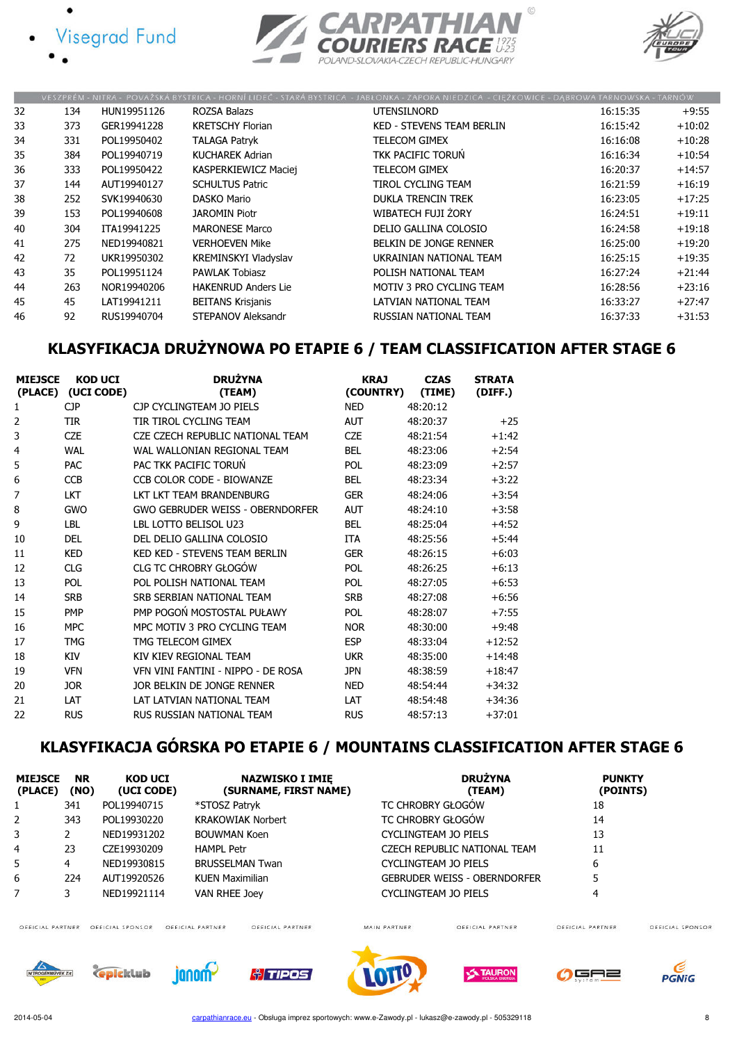VESZPRÉM - NITRA - POVAŽSKÁ BYSTRICA - HORNÍ LIDEČ - STARÁ BYSTRICA - JABŁONKA - ZAPORA NIEDZICA - CIĘŻKOWICE - DĄBROWA TARNOWSKA - TARNÓW

| | | | | | | |
|---|---|---|---|---|---|---|
| 32 | 134 | HUN19951126 | ROZSA Balazs | UTENSILNORD | 16:15:35 | +9:55 |
| 33 | 373 | GER19941228 | KRETSCHY Florian | KED - STEVENS TEAM BERLIN | 16:15:42 | +10:02 |
| 34 | 331 | POL19950402 | TALAGA Patryk | TELECOM GIMEX | 16:16:08 | +10:28 |
| 35 | 384 | POL19940719 | KUCHAREK Adrian | TKK PACIFIC TORUŃ | 16:16:34 | +10:54 |
| 36 | 333 | POL19950422 | KASPERKIEWICZ Maciej | TELECOM GIMEX | 16:20:37 | +14:57 |
| 37 | 144 | AUT19940127 | SCHULTUS Patric | TIROL CYCLING TEAM | 16:21:59 | +16:19 |
| 38 | 252 | SVK19940630 | DASKO Mario | DUKLA TRENCIN TREK | 16:23:05 | +17:25 |
| 39 | 153 | POL19940608 | JAROMIN Piotr | WIBATECH FUJI ŻORY | 16:24:51 | +19:11 |
| 40 | 304 | ITA19941225 | MARONESE Marco | DELIO GALLINA COLOSIO | 16:24:58 | +19:18 |
| 41 | 275 | NED19940821 | VERHOEVEN Mike | BELKIN DE JONGE RENNER | 16:25:00 | +19:20 |
| 42 | 72 | UKR19950302 | KREMINSKYI Vladyslav | UKRAINIAN NATIONAL TEAM | 16:25:15 | +19:35 |
| 43 | 35 | POL19951124 | PAWLAK Tobiasz | POLISH NATIONAL TEAM | 16:27:24 | +21:44 |
| 44 | 263 | NOR19940206 | HAKENRUD Anders Lie | MOTIV 3 PRO CYCLING TEAM | 16:28:56 | +23:16 |
| 45 | 45 | LAT19941211 | BEITANS Krisjanis | LATVIAN NATIONAL TEAM | 16:33:27 | +27:47 |
| 46 | 92 | RUS19940704 | STEPANOV Aleksandr | RUSSIAN NATIONAL TEAM | 16:37:33 | +31:53 |

## KLASYFIKACJA DRUŻYNOWA PO ETAPIE 6 / TEAM CLASSIFICATION AFTER STAGE 6

| MIEJSCE (PLACE) | KOD UCI (UCI CODE) | DRUŻYNA (TEAM) | KRAJ (COUNTRY) | CZAS (TIME) | STRATA (DIFF.) |
|---|---|---|---|---|---|
| 1 | CJP | CJP CYCLINGTEAM JO PIELS | NED | 48:20:12 | |
| 2 | TIR | TIR TIROL CYCLING TEAM | AUT | 48:20:37 | +25 |
| 3 | CZE | CZE CZECH REPUBLIC NATIONAL TEAM | CZE | 48:21:54 | +1:42 |
| 4 | WAL | WAL WALLONIAN REGIONAL TEAM | BEL | 48:23:06 | +2:54 |
| 5 | PAC | PAC TKK PACIFIC TORUŃ | POL | 48:23:09 | +2:57 |
| 6 | CCB | CCB COLOR CODE - BIOWANZE | BEL | 48:23:34 | +3:22 |
| 7 | LKT | LKT LKT TEAM BRANDENBURG | GER | 48:24:06 | +3:54 |
| 8 | GWO | GWO GEBRUDER WEISS - OBERNDORFER | AUT | 48:24:10 | +3:58 |
| 9 | LBL | LBL LOTTO BELISOL U23 | BEL | 48:25:04 | +4:52 |
| 10 | DEL | DEL DELIO GALLINA COLOSIO | ITA | 48:25:56 | +5:44 |
| 11 | KED | KED KED - STEVENS TEAM BERLIN | GER | 48:26:15 | +6:03 |
| 12 | CLG | CLG TC CHROBRY GŁOGÓW | POL | 48:26:25 | +6:13 |
| 13 | POL | POL POLISH NATIONAL TEAM | POL | 48:27:05 | +6:53 |
| 14 | SRB | SRB SERBIAN NATIONAL TEAM | SRB | 48:27:08 | +6:56 |
| 15 | PMP | PMP POGOŃ MOSTOSTAL PUŁAWY | POL | 48:28:07 | +7:55 |
| 16 | MPC | MPC MOTIV 3 PRO CYCLING TEAM | NOR | 48:30:00 | +9:48 |
| 17 | TMG | TMG TELECOM GIMEX | ESP | 48:33:04 | +12:52 |
| 18 | KIV | KIV KIEV REGIONAL TEAM | UKR | 48:35:00 | +14:48 |
| 19 | VFN | VFN VINI FANTINI - NIPPO - DE ROSA | JPN | 48:38:59 | +18:47 |
| 20 | JOR | JOR BELKIN DE JONGE RENNER | NED | 48:54:44 | +34:32 |
| 21 | LAT | LAT LATVIAN NATIONAL TEAM | LAT | 48:54:48 | +34:36 |
| 22 | RUS | RUS RUSSIAN NATIONAL TEAM | RUS | 48:57:13 | +37:01 |

## KLASYFIKACJA GÓRSKA PO ETAPIE 6 / MOUNTAINS CLASSIFICATION AFTER STAGE 6

| MIEJSCE (PLACE) | NR (NO) | KOD UCI (UCI CODE) | NAZWISKO I IMIĘ (SURNAME, FIRST NAME) | DRUŻYNA (TEAM) | PUNKTY (POINTS) |
|---|---|---|---|---|---|
| 1 | 341 | POL19940715 | *STOSZ Patryk | TC CHROBRY GŁOGÓW | 18 |
| 2 | 343 | POL19930220 | KRAKOWIAK Norbert | TC CHROBRY GŁOGÓW | 14 |
| 3 | 2 | NED19931202 | BOUWMAN Koen | CYCLINGTEAM JO PIELS | 13 |
| 4 | 23 | CZE19930209 | HAMPL Petr | CZECH REPUBLIC NATIONAL TEAM | 11 |
| 5 | 4 | NED19930815 | BRUSSELMAN Twan | CYCLINGTEAM JO PIELS | 6 |
| 6 | 224 | AUT19920526 | KUEN Maximilian | GEBRUDER WEISS - OBERNDORFER | 5 |
| 7 | 3 | NED19921114 | VAN RHEE Joey | CYCLINGTEAM JO PIELS | 4 |

2014-05-04 carpathianrace.eu - Obsługa imprez sportowych: www.e-Zawody.pl - lukasz@e-zawody.pl - 505329118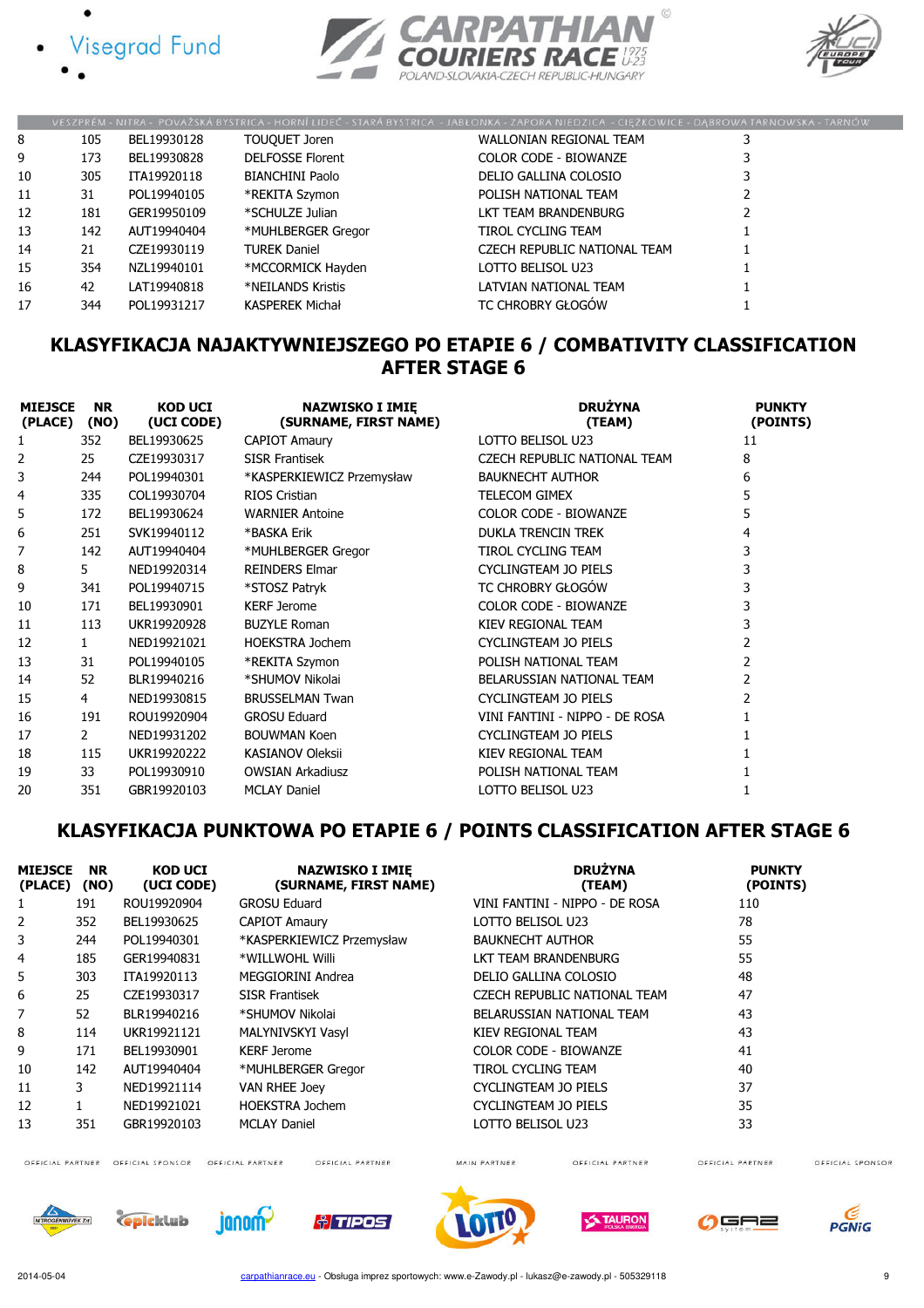VESZPRÉM - NITRA - POVAŽSKÁ BYSTRICA - HORNÍ LIDEČ - STARÁ BYSTRICA - JABŁONKA - ZAPORA NIEDZICA - CIĘŻKOWICE - DĄBROWA TARNOWSKA - TARNÓW

| | | | | | |
|---|---|---|---|---|---|
| 8 | 105 | BEL19930128 | TOUQUET Joren | WALLONIAN REGIONAL TEAM | 3 |
| 9 | 173 | BEL19930828 | DELFOSSE Florent | COLOR CODE - BIOWANZE | 3 |
| 10 | 305 | ITA19920118 | BIANCHINI Paolo | DELIO GALLINA COLOSIO | 3 |
| 11 | 31 | POL19940105 | *REKITA Szymon | POLISH NATIONAL TEAM | 2 |
| 12 | 181 | GER19950109 | *SCHULZE Julian | LKT TEAM BRANDENBURG | 2 |
| 13 | 142 | AUT19940404 | *MUHLBERGER Gregor | TIROL CYCLING TEAM | 1 |
| 14 | 21 | CZE19930119 | TUREK Daniel | CZECH REPUBLIC NATIONAL TEAM | 1 |
| 15 | 354 | NZL19940101 | *MCCORMICK Hayden | LOTTO BELISOL U23 | 1 |
| 16 | 42 | LAT19940818 | *NEILANDS Kristis | LATVIAN NATIONAL TEAM | 1 |
| 17 | 344 | POL19931217 | KASPEREK Michał | TC CHROBRY GŁOGÓW | 1 |

## KLASYFIKACJA NAJAKTYWNIEJSZEGO PO ETAPIE 6 / COMBATIVITY CLASSIFICATION AFTER STAGE 6

| MIEJSCE (PLACE) | NR (NO) | KOD UCI (UCI CODE) | NAZWISKO I IMIĘ (SURNAME, FIRST NAME) | DRUŻYNA (TEAM) | PUNKTY (POINTS) |
|---|---|---|---|---|---|
| 1 | 352 | BEL19930625 | CAPIOT Amaury | LOTTO BELISOL U23 | 11 |
| 2 | 25 | CZE19930317 | SISR Frantisek | CZECH REPUBLIC NATIONAL TEAM | 8 |
| 3 | 244 | POL19940301 | *KASPERKIEWICZ Przemysław | BAUKNECHT AUTHOR | 6 |
| 4 | 335 | COL19930704 | RIOS Cristian | TELECOM GIMEX | 5 |
| 5 | 172 | BEL19930624 | WARNIER Antoine | COLOR CODE - BIOWANZE | 5 |
| 6 | 251 | SVK19940112 | *BASKA Erik | DUKLA TRENCIN TREK | 4 |
| 7 | 142 | AUT19940404 | *MUHLBERGER Gregor | TIROL CYCLING TEAM | 3 |
| 8 | 5 | NED19920314 | REINDERS Elmar | CYCLINGTEAM JO PIELS | 3 |
| 9 | 341 | POL19940715 | *STOSZ Patryk | TC CHROBRY GŁOGÓW | 3 |
| 10 | 171 | BEL19930901 | KERF Jerome | COLOR CODE - BIOWANZE | 3 |
| 11 | 113 | UKR19920928 | BUZYLE Roman | KIEV REGIONAL TEAM | 3 |
| 12 | 1 | NED19921021 | HOEKSTRA Jochem | CYCLINGTEAM JO PIELS | 2 |
| 13 | 31 | POL19940105 | *REKITA Szymon | POLISH NATIONAL TEAM | 2 |
| 14 | 52 | BLR19940216 | *SHUMOV Nikolai | BELARUSSIAN NATIONAL TEAM | 2 |
| 15 | 4 | NED19930815 | BRUSSELMAN Twan | CYCLINGTEAM JO PIELS | 2 |
| 16 | 191 | ROU19920904 | GROSU Eduard | VINI FANTINI - NIPPO - DE ROSA | 1 |
| 17 | 2 | NED19931202 | BOUWMAN Koen | CYCLINGTEAM JO PIELS | 1 |
| 18 | 115 | UKR19920222 | KASIANOV Oleksii | KIEV REGIONAL TEAM | 1 |
| 19 | 33 | POL19930910 | OWSIAN Arkadiusz | POLISH NATIONAL TEAM | 1 |
| 20 | 351 | GBR19920103 | MCLAY Daniel | LOTTO BELISOL U23 | 1 |

## KLASYFIKACJA PUNKTOWA PO ETAPIE 6 / POINTS CLASSIFICATION AFTER STAGE 6

| MIEJSCE (PLACE) | NR (NO) | KOD UCI (UCI CODE) | NAZWISKO I IMIĘ (SURNAME, FIRST NAME) | DRUŻYNA (TEAM) | PUNKTY (POINTS) |
|---|---|---|---|---|---|
| 1 | 191 | ROU19920904 | GROSU Eduard | VINI FANTINI - NIPPO - DE ROSA | 110 |
| 2 | 352 | BEL19930625 | CAPIOT Amaury | LOTTO BELISOL U23 | 78 |
| 3 | 244 | POL19940301 | *KASPERKIEWICZ Przemysław | BAUKNECHT AUTHOR | 55 |
| 4 | 185 | GER19940831 | *WILLWOHL Willi | LKT TEAM BRANDENBURG | 55 |
| 5 | 303 | ITA19920113 | MEGGIORINI Andrea | DELIO GALLINA COLOSIO | 48 |
| 6 | 25 | CZE19930317 | SISR Frantisek | CZECH REPUBLIC NATIONAL TEAM | 47 |
| 7 | 52 | BLR19940216 | *SHUMOV Nikolai | BELARUSSIAN NATIONAL TEAM | 43 |
| 8 | 114 | UKR19921121 | MALYNIVSKYI Vasyl | KIEV REGIONAL TEAM | 43 |
| 9 | 171 | BEL19930901 | KERF Jerome | COLOR CODE - BIOWANZE | 41 |
| 10 | 142 | AUT19940404 | *MUHLBERGER Gregor | TIROL CYCLING TEAM | 40 |
| 11 | 3 | NED19921114 | VAN RHEE Joey | CYCLINGTEAM JO PIELS | 37 |
| 12 | 1 | NED19921021 | HOEKSTRA Jochem | CYCLINGTEAM JO PIELS | 35 |
| 13 | 351 | GBR19920103 | MCLAY Daniel | LOTTO BELISOL U23 | 33 |

2014-05-04 carpathianrace.eu - Obsługa imprez sportowych: www.e-Zawody.pl - lukasz@e-zawody.pl - 505329118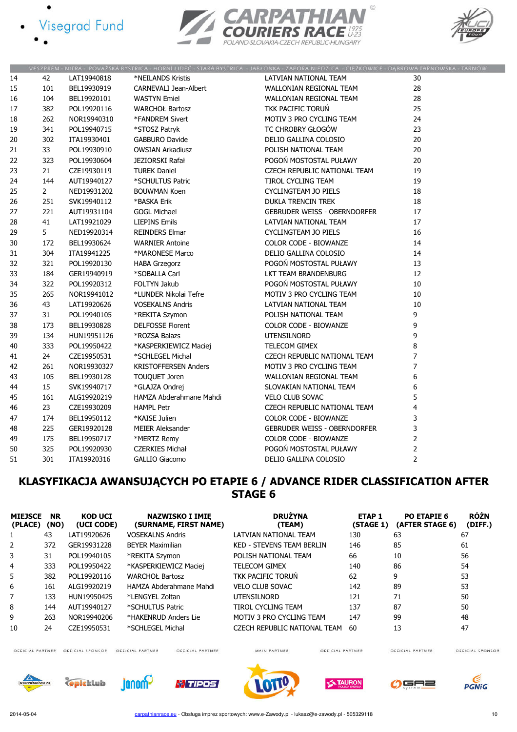| | | | | | |
|---|---|---|---|---|---|
| 14 | 42 | LAT19940818 | *NEILANDS Kristis | LATVIAN NATIONAL TEAM | 30 |
| 15 | 101 | BEL19930919 | CARNEVALI Jean-Albert | WALLONIAN REGIONAL TEAM | 28 |
| 16 | 104 | BEL19920101 | WASTYN Emiel | WALLONIAN REGIONAL TEAM | 28 |
| 17 | 382 | POL19920116 | WARCHOŁ Bartosz | TKK PACIFIC TORUŃ | 25 |
| 18 | 262 | NOR19940310 | *FANDREM Sivert | MOTIV 3 PRO CYCLING TEAM | 24 |
| 19 | 341 | POL19940715 | *STOSZ Patryk | TC CHROBRY GŁOGÓW | 23 |
| 20 | 302 | ITA19930401 | GABBURO Davide | DELIO GALLINA COLOSIO | 20 |
| 21 | 33 | POL19930910 | OWSIAN Arkadiusz | POLISH NATIONAL TEAM | 20 |
| 22 | 323 | POL19930604 | JEZIORSKI Rafał | POGOŃ MOSTOSTAL PUŁAWY | 20 |
| 23 | 21 | CZE19930119 | TUREK Daniel | CZECH REPUBLIC NATIONAL TEAM | 19 |
| 24 | 144 | AUT19940127 | *SCHULTUS Patric | TIROL CYCLING TEAM | 19 |
| 25 | 2 | NED19931202 | BOUWMAN Koen | CYCLINGTEAM JO PIELS | 18 |
| 26 | 251 | SVK19940112 | *BASKA Erik | DUKLA TRENCIN TREK | 18 |
| 27 | 221 | AUT19931104 | GOGL Michael | GEBRUDER WEISS - OBERNDORFER | 17 |
| 28 | 41 | LAT19921029 | LIEPINS Emils | LATVIAN NATIONAL TEAM | 17 |
| 29 | 5 | NED19920314 | REINDERS Elmar | CYCLINGTEAM JO PIELS | 16 |
| 30 | 172 | BEL19930624 | WARNIER Antoine | COLOR CODE - BIOWANZE | 14 |
| 31 | 304 | ITA19941225 | *MARONESE Marco | DELIO GALLINA COLOSIO | 14 |
| 32 | 321 | POL19920130 | HABA Grzegorz | POGOŃ MOSTOSTAL PUŁAWY | 13 |
| 33 | 184 | GER19940919 | *SOBALLA Carl | LKT TEAM BRANDENBURG | 12 |
| 34 | 322 | POL19920312 | FOLTYN Jakub | POGOŃ MOSTOSTAL PUŁAWY | 10 |
| 35 | 265 | NOR19941012 | *LUNDER Nikolai Tefre | MOTIV 3 PRO CYCLING TEAM | 10 |
| 36 | 43 | LAT19920626 | VOSEKALNS Andris | LATVIAN NATIONAL TEAM | 10 |
| 37 | 31 | POL19940105 | *REKITA Szymon | POLISH NATIONAL TEAM | 9 |
| 38 | 173 | BEL19930828 | DELFOSSE Florent | COLOR CODE - BIOWANZE | 9 |
| 39 | 134 | HUN19951126 | *ROZSA Balazs | UTENSILNORD | 9 |
| 40 | 333 | POL19950422 | *KASPERKIEWICZ Maciej | TELECOM GIMEX | 8 |
| 41 | 24 | CZE19950531 | *SCHLEGEL Michal | CZECH REPUBLIC NATIONAL TEAM | 7 |
| 42 | 261 | NOR19930327 | KRISTOFFERSEN Anders | MOTIV 3 PRO CYCLING TEAM | 7 |
| 43 | 105 | BEL19930128 | TOUQUET Joren | WALLONIAN REGIONAL TEAM | 6 |
| 44 | 15 | SVK19940717 | *GLAJZA Ondrej | SLOVAKIAN NATIONAL TEAM | 6 |
| 45 | 161 | ALG19920219 | HAMZA Abderahmane Mahdi | VELO CLUB SOVAC | 5 |
| 46 | 23 | CZE19930209 | HAMPL Petr | CZECH REPUBLIC NATIONAL TEAM | 4 |
| 47 | 174 | BEL19950112 | *KAISE Julien | COLOR CODE - BIOWANZE | 3 |
| 48 | 225 | GER19920128 | MEIER Aleksander | GEBRUDER WEISS - OBERNDORFER | 3 |
| 49 | 175 | BEL19950717 | *MERTZ Remy | COLOR CODE - BIOWANZE | 2 |
| 50 | 325 | POL19920930 | CZERKIES Michał | POGOŃ MOSTOSTAL PUŁAWY | 2 |
| 51 | 301 | ITA19920316 | GALLIO Giacomo | DELIO GALLINA COLOSIO | 2 |

## KLASYFIKACJA AWANSUJĄCYCH PO ETAPIE 6 / ADVANCE RIDER CLASSIFICATION AFTER STAGE 6

| MIEJSCE (PLACE) | NR (NO) | KOD UCI (UCI CODE) | NAZWISKO I IMIĘ (SURNAME, FIRST NAME) | DRUŻYNA (TEAM) | ETAP 1 (STAGE 1) | PO ETAPIE 6 (AFTER STAGE 6) | RÓŻN (DIFF.) |
|---|---|---|---|---|---|---|---|
| 1 | 43 | LAT19920626 | VOSEKALNS Andris | LATVIAN NATIONAL TEAM | 130 | 63 | 67 |
| 2 | 372 | GER19931228 | BEYER Maximilian | KED - STEVENS TEAM BERLIN | 146 | 85 | 61 |
| 3 | 31 | POL19940105 | *REKITA Szymon | POLISH NATIONAL TEAM | 66 | 10 | 56 |
| 4 | 333 | POL19950422 | *KASPERKIEWICZ Maciej | TELECOM GIMEX | 140 | 86 | 54 |
| 5 | 382 | POL19920116 | WARCHOŁ Bartosz | TKK PACIFIC TORUŃ | 62 | 9 | 53 |
| 6 | 161 | ALG19920219 | HAMZA Abderahmane Mahdi | VELO CLUB SOVAC | 142 | 89 | 53 |
| 7 | 133 | HUN19950425 | *LENGYEL Zoltan | UTENSILNORD | 121 | 71 | 50 |
| 8 | 144 | AUT19940127 | *SCHULTUS Patric | TIROL CYCLING TEAM | 137 | 87 | 50 |
| 9 | 263 | NOR19940206 | *HAKENRUD Anders Lie | MOTIV 3 PRO CYCLING TEAM | 147 | 99 | 48 |
| 10 | 24 | CZE19950531 | *SCHLEGEL Michal | CZECH REPUBLIC NATIONAL TEAM | 60 | 13 | 47 |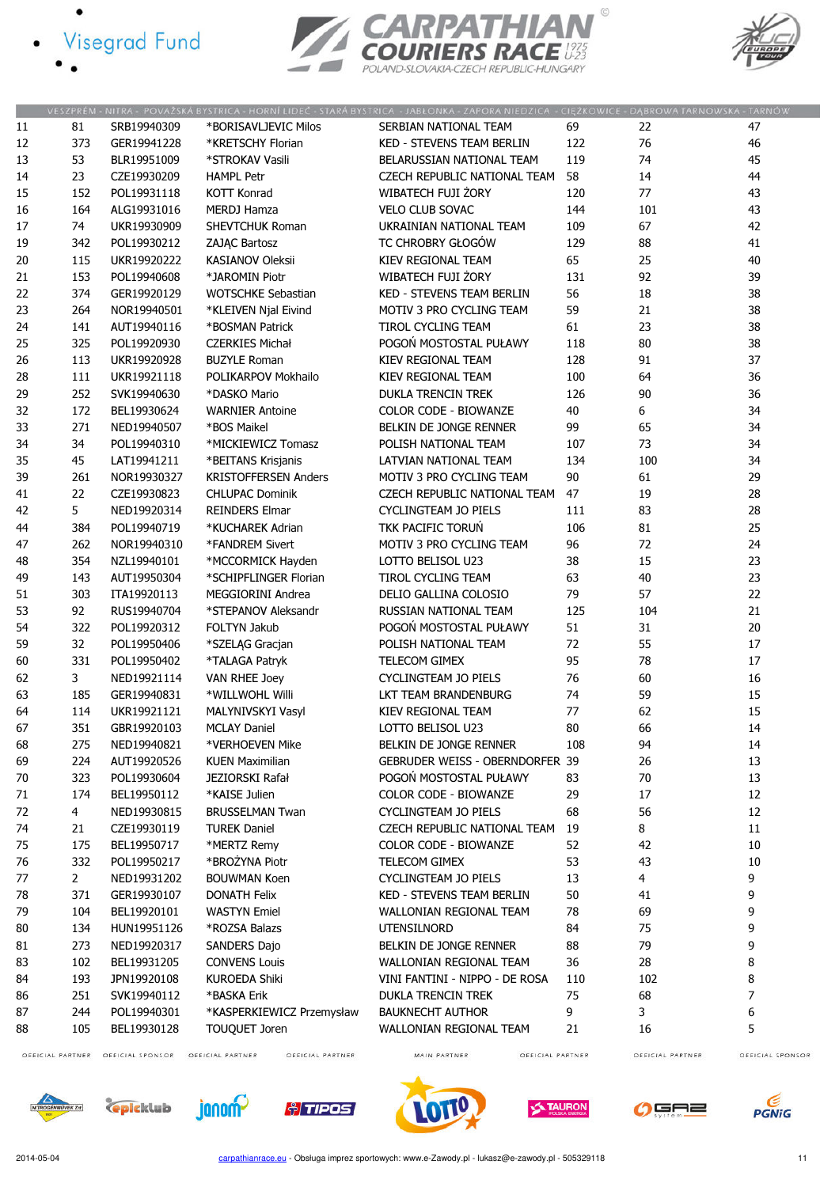VESZPRÉM - NITRA - POVAŽSKÁ BYSTRICA - HORNÍ LIDEČ - STARÁ BYSTRICA - JABŁONKA - ZAPORA NIEDZICA - CIĘŻKOWICE - DĄBROWA TARNOWSKA - TARNÓW

| | | | | | | | |
|---|---|---|---|---|---|---|---|
| 11 | 81 | SRB19940309 | *BORISAVLJEVIC Milos | SERBIAN NATIONAL TEAM | 69 | 22 | 47 |
| 12 | 373 | GER19941228 | *KRETSCHY Florian | KED - STEVENS TEAM BERLIN | 122 | 76 | 46 |
| 13 | 53 | BLR19951009 | *STROKAV Vasili | BELARUSSIAN NATIONAL TEAM | 119 | 74 | 45 |
| 14 | 23 | CZE19930209 | HAMPL Petr | CZECH REPUBLIC NATIONAL TEAM | 58 | 14 | 44 |
| 15 | 152 | POL19931118 | KOTT Konrad | WIBATECH FUJI ŻORY | 120 | 77 | 43 |
| 16 | 164 | ALG19931016 | MERDJ Hamza | VELO CLUB SOVAC | 144 | 101 | 43 |
| 17 | 74 | UKR19930909 | SHEVTCHUK Roman | UKRAINIAN NATIONAL TEAM | 109 | 67 | 42 |
| 19 | 342 | POL19930212 | ZAJĄC Bartosz | TC CHROBRY GŁOGÓW | 129 | 88 | 41 |
| 20 | 115 | UKR19920222 | KASIANOV Oleksii | KIEV REGIONAL TEAM | 65 | 25 | 40 |
| 21 | 153 | POL19940608 | *JAROMIN Piotr | WIBATECH FUJI ŻORY | 131 | 92 | 39 |
| 22 | 374 | GER19920129 | WOTSCHKE Sebastian | KED - STEVENS TEAM BERLIN | 56 | 18 | 38 |
| 23 | 264 | NOR19940501 | *KLEIVEN Njal Eivind | MOTIV 3 PRO CYCLING TEAM | 59 | 21 | 38 |
| 24 | 141 | AUT19940116 | *BOSMAN Patrick | TIROL CYCLING TEAM | 61 | 23 | 38 |
| 25 | 325 | POL19920930 | CZERKIES Michał | POGOŃ MOSTOSTAL PUŁAWY | 118 | 80 | 38 |
| 26 | 113 | UKR19920928 | BUZYLE Roman | KIEV REGIONAL TEAM | 128 | 91 | 37 |
| 28 | 111 | UKR19921118 | POLIKARPOV Mokhailo | KIEV REGIONAL TEAM | 100 | 64 | 36 |
| 29 | 252 | SVK19940630 | *DASKO Mario | DUKLA TRENCIN TREK | 126 | 90 | 36 |
| 32 | 172 | BEL19930624 | WARNIER Antoine | COLOR CODE - BIOWANZE | 40 | 6 | 34 |
| 33 | 271 | NED19940507 | *BOS Maikel | BELKIN DE JONGE RENNER | 99 | 65 | 34 |
| 34 | 34 | POL19940310 | *MICKIEWICZ Tomasz | POLISH NATIONAL TEAM | 107 | 73 | 34 |
| 35 | 45 | LAT19941211 | *BEITANS Krisjanis | LATVIAN NATIONAL TEAM | 134 | 100 | 34 |
| 39 | 261 | NOR19930327 | KRISTOFFERSEN Anders | MOTIV 3 PRO CYCLING TEAM | 90 | 61 | 29 |
| 41 | 22 | CZE19930823 | CHLUPAC Dominik | CZECH REPUBLIC NATIONAL TEAM | 47 | 19 | 28 |
| 42 | 5 | NED19920314 | REINDERS Elmar | CYCLINGTEAM JO PIELS | 111 | 83 | 28 |
| 44 | 384 | POL19940719 | *KUCHAREK Adrian | TKK PACIFIC TORUŃ | 106 | 81 | 25 |
| 47 | 262 | NOR19940310 | *FANDREM Sivert | MOTIV 3 PRO CYCLING TEAM | 96 | 72 | 24 |
| 48 | 354 | NZL19940101 | *MCCORMICK Hayden | LOTTO BELISOL U23 | 38 | 15 | 23 |
| 49 | 143 | AUT19950304 | *SCHIPFLINGER Florian | TIROL CYCLING TEAM | 63 | 40 | 23 |
| 51 | 303 | ITA19920113 | MEGGIORINI Andrea | DELIO GALLINA COLOSIO | 79 | 57 | 22 |
| 53 | 92 | RUS19940704 | *STEPANOV Aleksandr | RUSSIAN NATIONAL TEAM | 125 | 104 | 21 |
| 54 | 322 | POL19920312 | FOLTYN Jakub | POGOŃ MOSTOSTAL PUŁAWY | 51 | 31 | 20 |
| 59 | 32 | POL19950406 | *SZELĄG Gracjan | POLISH NATIONAL TEAM | 72 | 55 | 17 |
| 60 | 331 | POL19950402 | *TALAGA Patryk | TELECOM GIMEX | 95 | 78 | 17 |
| 62 | 3 | NED19921114 | VAN RHEE Joey | CYCLINGTEAM JO PIELS | 76 | 60 | 16 |
| 63 | 185 | GER19940831 | *WILLWOHL Willi | LKT TEAM BRANDENBURG | 74 | 59 | 15 |
| 64 | 114 | UKR19921121 | MALYNIVSKYI Vasyl | KIEV REGIONAL TEAM | 77 | 62 | 15 |
| 67 | 351 | GBR19920103 | MCLAY Daniel | LOTTO BELISOL U23 | 80 | 66 | 14 |
| 68 | 275 | NED19940821 | *VERHOEVEN Mike | BELKIN DE JONGE RENNER | 108 | 94 | 14 |
| 69 | 224 | AUT19920526 | KUEN Maximilian | GEBRUDER WEISS - OBERNDORFER | 39 | 26 | 13 |
| 70 | 323 | POL19930604 | JEZIORSKI Rafał | POGOŃ MOSTOSTAL PUŁAWY | 83 | 70 | 13 |
| 71 | 174 | BEL19950112 | *KAISE Julien | COLOR CODE - BIOWANZE | 29 | 17 | 12 |
| 72 | 4 | NED19930815 | BRUSSELMAN Twan | CYCLINGTEAM JO PIELS | 68 | 56 | 12 |
| 74 | 21 | CZE19930119 | TUREK Daniel | CZECH REPUBLIC NATIONAL TEAM | 19 | 8 | 11 |
| 75 | 175 | BEL19950717 | *MERTZ Remy | COLOR CODE - BIOWANZE | 52 | 42 | 10 |
| 76 | 332 | POL19950217 | *BROŻYNA Piotr | TELECOM GIMEX | 53 | 43 | 10 |
| 77 | 2 | NED19931202 | BOUWMAN Koen | CYCLINGTEAM JO PIELS | 13 | 4 | 9 |
| 78 | 371 | GER19930107 | DONATH Felix | KED - STEVENS TEAM BERLIN | 50 | 41 | 9 |
| 79 | 104 | BEL19920101 | WASTYN Emiel | WALLONIAN REGIONAL TEAM | 78 | 69 | 9 |
| 80 | 134 | HUN19951126 | *ROZSA Balazs | UTENSILNORD | 84 | 75 | 9 |
| 81 | 273 | NED19920317 | SANDERS Dajo | BELKIN DE JONGE RENNER | 88 | 79 | 9 |
| 83 | 102 | BEL19931205 | CONVENS Louis | WALLONIAN REGIONAL TEAM | 36 | 28 | 8 |
| 84 | 193 | JPN19920108 | KUROEDA Shiki | VINI FANTINI - NIPPO - DE ROSA | 110 | 102 | 8 |
| 86 | 251 | SVK19940112 | *BASKA Erik | DUKLA TRENCIN TREK | 75 | 68 | 7 |
| 87 | 244 | POL19940301 | *KASPERKIEWICZ Przemysław | BAUKNECHT AUTHOR | 9 | 3 | 6 |
| 88 | 105 | BEL19930128 | TOUQUET Joren | WALLONIAN REGIONAL TEAM | 21 | 16 | 5 |

2014-05-04 carpathianrace.eu - Obsługa imprez sportowych: www.e-Zawody.pl - lukasz@e-zawody.pl - 505329118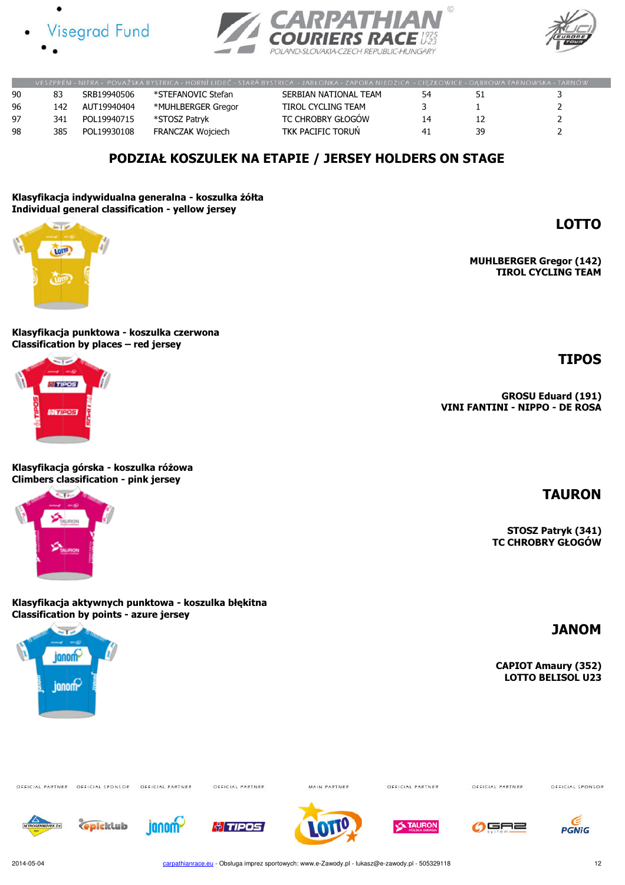| | | | | | | | |
|---|---|---|---|---|---|---|---|
| 90 | 83 | SRB19940506 | *STEFANOVIC Stefan | SERBIAN NATIONAL TEAM | 54 | 51 | 3 |
| 96 | 142 | AUT19940404 | *MUHLBERGER Gregor | TIROL CYCLING TEAM | 3 | 1 | 2 |
| 97 | 341 | POL19940715 | *STOSZ Patryk | TC CHROBRY GŁOGÓW | 14 | 12 | 2 |
| 98 | 385 | POL19930108 | FRANCZAK Wojciech | TKK PACIFIC TORUŃ | 41 | 39 | 2 |

## PODZIAŁ KOSZULEK NA ETAPIE / JERSEY HOLDERS ON STAGE

**Klasyfikacja indywidualna generalna - koszulka żółta**
**Individual general classification - yellow jersey**

**LOTTO**

**MUHLBERGER Gregor (142)**
**TIROL CYCLING TEAM**

**Klasyfikacja punktowa - koszulka czerwona**
**Classification by places – red jersey**

**TIPOS**

**GROSU Eduard (191)**
**VINI FANTINI - NIPPO - DE ROSA**

**Klasyfikacja górska - koszulka różowa**
**Climbers classification - pink jersey**

**TAURON**

**STOSZ Patryk (341)**
**TC CHROBRY GŁOGÓW**

**Klasyfikacja aktywnych punktowa - koszulka błękitna**
**Classification by points - azure jersey**

**JANOM**

**CAPIOT Amaury (352)**
**LOTTO BELISOL U23**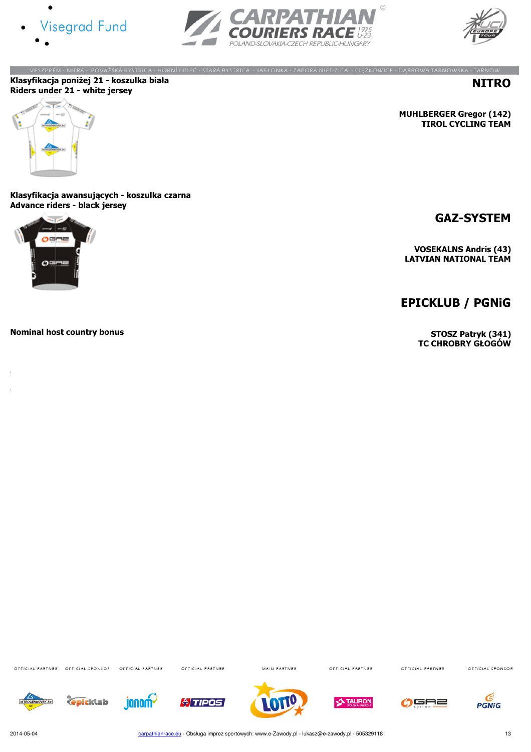VESZPRÉM - NITRA - POVAŽSKÁ BYSTRICA - HORNÍ LIDEČ - STARÁ BYSTRICA - JABŁONKA - ZAPORA NIEDZICA - CIĘŻKOWICE - DĄBROWA TARNOWSKA - TARNÓW

**Klasyfikacja poniżej 21 - koszulka biała**
**Riders under 21 - white jersey**

**NITRO**

**MUHLBERGER Gregor (142)**
**TIROL CYCLING TEAM**

**Klasyfikacja awansujących - koszulka czarna**
**Advance riders - black jersey**

**GAZ-SYSTEM**

**VOSEKALNS Andris (43)**
**LATVIAN NATIONAL TEAM**

**EPICKLUB / PGNiG**

**Nominal host country bonus**

**STOSZ Patryk (341)**
**TC CHROBRY GŁOGÓW**

OFFICIAL PARTNER · OFFICIAL SPONSOR · OFFICIAL PARTNER · OFFICIAL PARTNER · MAIN PARTNER · OFFICIAL PARTNER · OFFICIAL PARTNER · OFFICIAL SPONSOR

2014-05-04 carpathianrace.eu - Obsługa imprez sportowych: www.e-Zawody.pl - lukasz@e-zawody.pl - 505329118